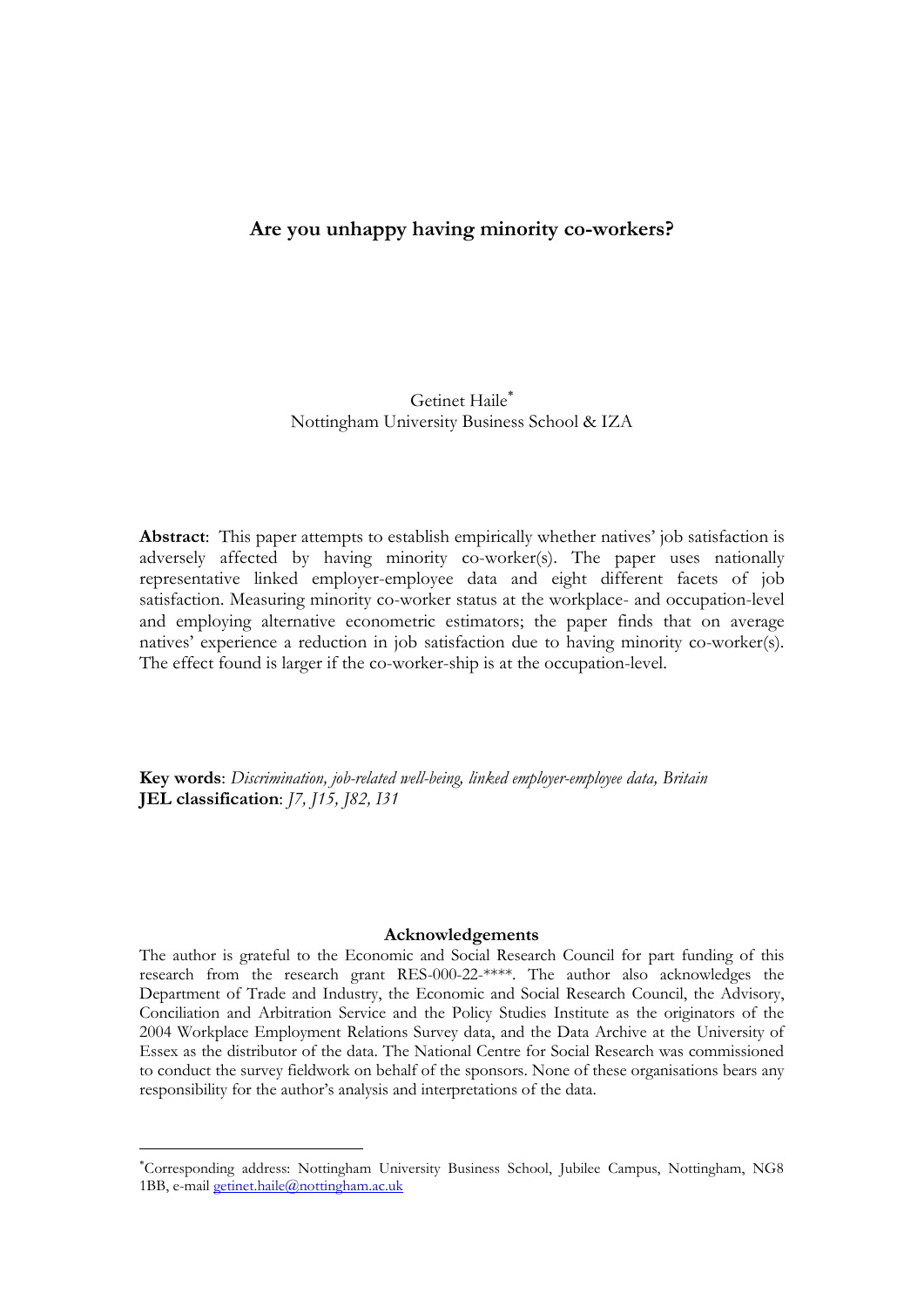# Are you unhappy having minority co-workers?

Getinet Haile*
Nottingham University Business School & IZA

**Abstract**: This paper attempts to establish empirically whether natives' job satisfaction is adversely affected by having minority co-worker(s). The paper uses nationally representative linked employer-employee data and eight different facets of job satisfaction. Measuring minority co-worker status at the workplace- and occupation-level and employing alternative econometric estimators; the paper finds that on average natives' experience a reduction in job satisfaction due to having minority co-worker(s). The effect found is larger if the co-worker-ship is at the occupation-level.

**Key words**: *Discrimination, job-related well-being, linked employer-employee data, Britain*
**JEL classification**: *J7, J15, J82, I31*

### Acknowledgements

The author is grateful to the Economic and Social Research Council for part funding of this research from the research grant RES-000-22-****. The author also acknowledges the Department of Trade and Industry, the Economic and Social Research Council, the Advisory, Conciliation and Arbitration Service and the Policy Studies Institute as the originators of the 2004 Workplace Employment Relations Survey data, and the Data Archive at the University of Essex as the distributor of the data. The National Centre for Social Research was commissioned to conduct the survey fieldwork on behalf of the sponsors. None of these organisations bears any responsibility for the author's analysis and interpretations of the data.

---

*Corresponding address: Nottingham University Business School, Jubilee Campus, Nottingham, NG8 1BB, e-mail getinet.haile@nottingham.ac.uk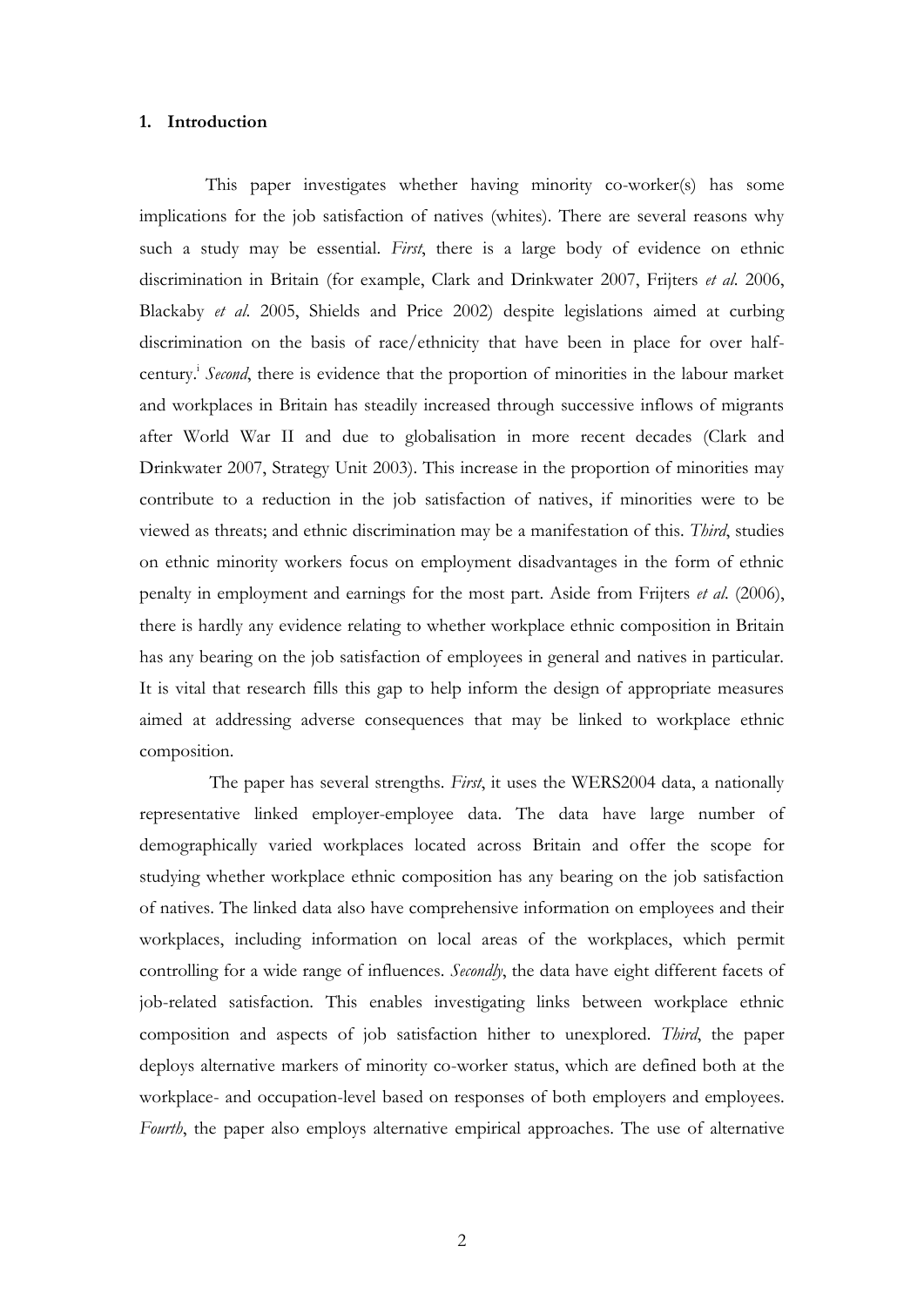## 1. Introduction

This paper investigates whether having minority co-worker(s) has some implications for the job satisfaction of natives (whites). There are several reasons why such a study may be essential. *First*, there is a large body of evidence on ethnic discrimination in Britain (for example, Clark and Drinkwater 2007, Frijters *et al*. 2006, Blackaby *et al*. 2005, Shields and Price 2002) despite legislations aimed at curbing discrimination on the basis of race/ethnicity that have been in place for over half-century.[i] *Second*, there is evidence that the proportion of minorities in the labour market and workplaces in Britain has steadily increased through successive inflows of migrants after World War II and due to globalisation in more recent decades (Clark and Drinkwater 2007, Strategy Unit 2003). This increase in the proportion of minorities may contribute to a reduction in the job satisfaction of natives, if minorities were to be viewed as threats; and ethnic discrimination may be a manifestation of this. *Third*, studies on ethnic minority workers focus on employment disadvantages in the form of ethnic penalty in employment and earnings for the most part. Aside from Frijters *et al*. (2006), there is hardly any evidence relating to whether workplace ethnic composition in Britain has any bearing on the job satisfaction of employees in general and natives in particular. It is vital that research fills this gap to help inform the design of appropriate measures aimed at addressing adverse consequences that may be linked to workplace ethnic composition.

The paper has several strengths. *First*, it uses the WERS2004 data, a nationally representative linked employer-employee data. The data have large number of demographically varied workplaces located across Britain and offer the scope for studying whether workplace ethnic composition has any bearing on the job satisfaction of natives. The linked data also have comprehensive information on employees and their workplaces, including information on local areas of the workplaces, which permit controlling for a wide range of influences. *Secondly*, the data have eight different facets of job-related satisfaction. This enables investigating links between workplace ethnic composition and aspects of job satisfaction hither to unexplored. *Third*, the paper deploys alternative markers of minority co-worker status, which are defined both at the workplace- and occupation-level based on responses of both employers and employees. *Fourth*, the paper also employs alternative empirical approaches. The use of alternative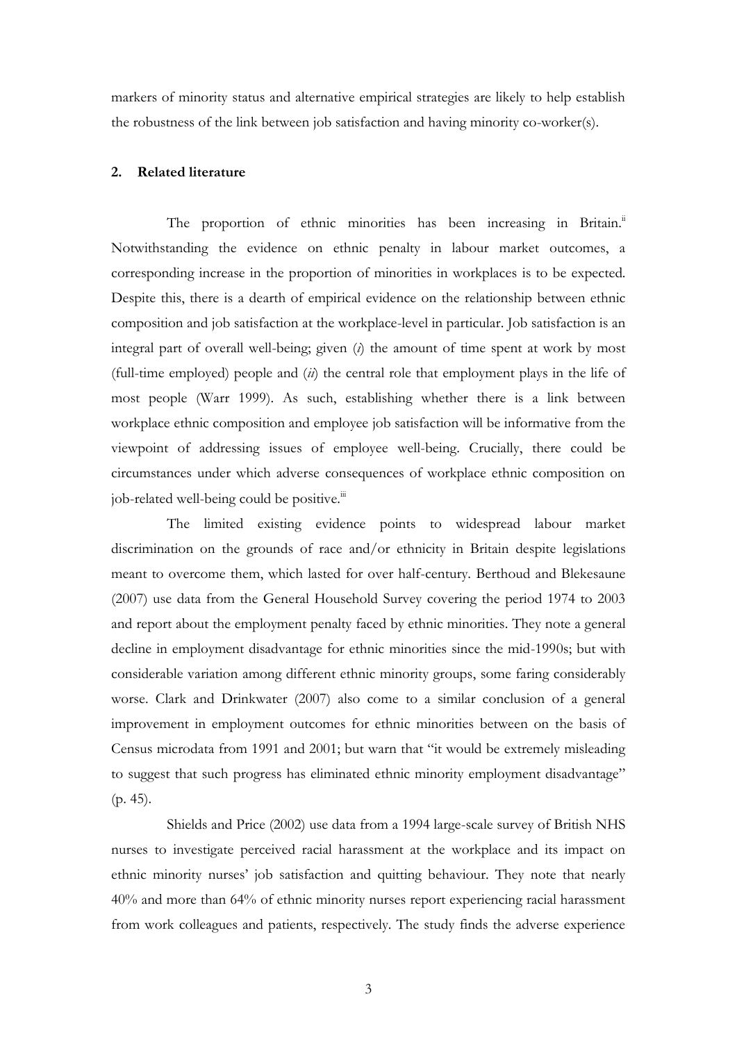markers of minority status and alternative empirical strategies are likely to help establish the robustness of the link between job satisfaction and having minority co-worker(s).

## 2. Related literature

The proportion of ethnic minorities has been increasing in Britain.[ii] Notwithstanding the evidence on ethnic penalty in labour market outcomes, a corresponding increase in the proportion of minorities in workplaces is to be expected. Despite this, there is a dearth of empirical evidence on the relationship between ethnic composition and job satisfaction at the workplace-level in particular. Job satisfaction is an integral part of overall well-being; given (*i*) the amount of time spent at work by most (full-time employed) people and (*ii*) the central role that employment plays in the life of most people (Warr 1999). As such, establishing whether there is a link between workplace ethnic composition and employee job satisfaction will be informative from the viewpoint of addressing issues of employee well-being. Crucially, there could be circumstances under which adverse consequences of workplace ethnic composition on job-related well-being could be positive.[iii]

The limited existing evidence points to widespread labour market discrimination on the grounds of race and/or ethnicity in Britain despite legislations meant to overcome them, which lasted for over half-century. Berthoud and Blekesaune (2007) use data from the General Household Survey covering the period 1974 to 2003 and report about the employment penalty faced by ethnic minorities. They note a general decline in employment disadvantage for ethnic minorities since the mid-1990s; but with considerable variation among different ethnic minority groups, some faring considerably worse. Clark and Drinkwater (2007) also come to a similar conclusion of a general improvement in employment outcomes for ethnic minorities between on the basis of Census microdata from 1991 and 2001; but warn that "it would be extremely misleading to suggest that such progress has eliminated ethnic minority employment disadvantage" (p. 45).

Shields and Price (2002) use data from a 1994 large-scale survey of British NHS nurses to investigate perceived racial harassment at the workplace and its impact on ethnic minority nurses' job satisfaction and quitting behaviour. They note that nearly 40% and more than 64% of ethnic minority nurses report experiencing racial harassment from work colleagues and patients, respectively. The study finds the adverse experience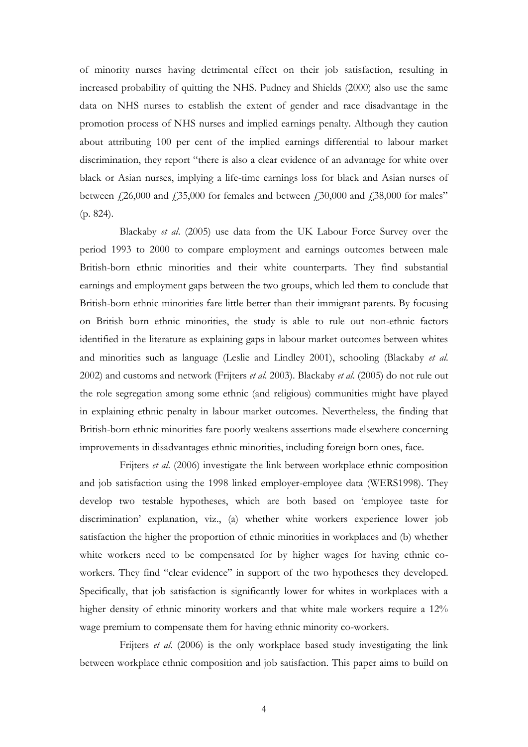of minority nurses having detrimental effect on their job satisfaction, resulting in increased probability of quitting the NHS. Pudney and Shields (2000) also use the same data on NHS nurses to establish the extent of gender and race disadvantage in the promotion process of NHS nurses and implied earnings penalty. Although they caution about attributing 100 per cent of the implied earnings differential to labour market discrimination, they report "there is also a clear evidence of an advantage for white over black or Asian nurses, implying a life-time earnings loss for black and Asian nurses of between £26,000 and £35,000 for females and between £30,000 and £38,000 for males" (p. 824).

Blackaby *et al*. (2005) use data from the UK Labour Force Survey over the period 1993 to 2000 to compare employment and earnings outcomes between male British-born ethnic minorities and their white counterparts. They find substantial earnings and employment gaps between the two groups, which led them to conclude that British-born ethnic minorities fare little better than their immigrant parents. By focusing on British born ethnic minorities, the study is able to rule out non-ethnic factors identified in the literature as explaining gaps in labour market outcomes between whites and minorities such as language (Leslie and Lindley 2001), schooling (Blackaby *et al*. 2002) and customs and network (Frijters *et al*. 2003). Blackaby *et al*. (2005) do not rule out the role segregation among some ethnic (and religious) communities might have played in explaining ethnic penalty in labour market outcomes. Nevertheless, the finding that British-born ethnic minorities fare poorly weakens assertions made elsewhere concerning improvements in disadvantages ethnic minorities, including foreign born ones, face.

Frijters *et al*. (2006) investigate the link between workplace ethnic composition and job satisfaction using the 1998 linked employer-employee data (WERS1998). They develop two testable hypotheses, which are both based on 'employee taste for discrimination' explanation, viz., (a) whether white workers experience lower job satisfaction the higher the proportion of ethnic minorities in workplaces and (b) whether white workers need to be compensated for by higher wages for having ethnic co-workers. They find "clear evidence" in support of the two hypotheses they developed. Specifically, that job satisfaction is significantly lower for whites in workplaces with a higher density of ethnic minority workers and that white male workers require a 12% wage premium to compensate them for having ethnic minority co-workers.

Frijters *et al*. (2006) is the only workplace based study investigating the link between workplace ethnic composition and job satisfaction. This paper aims to build on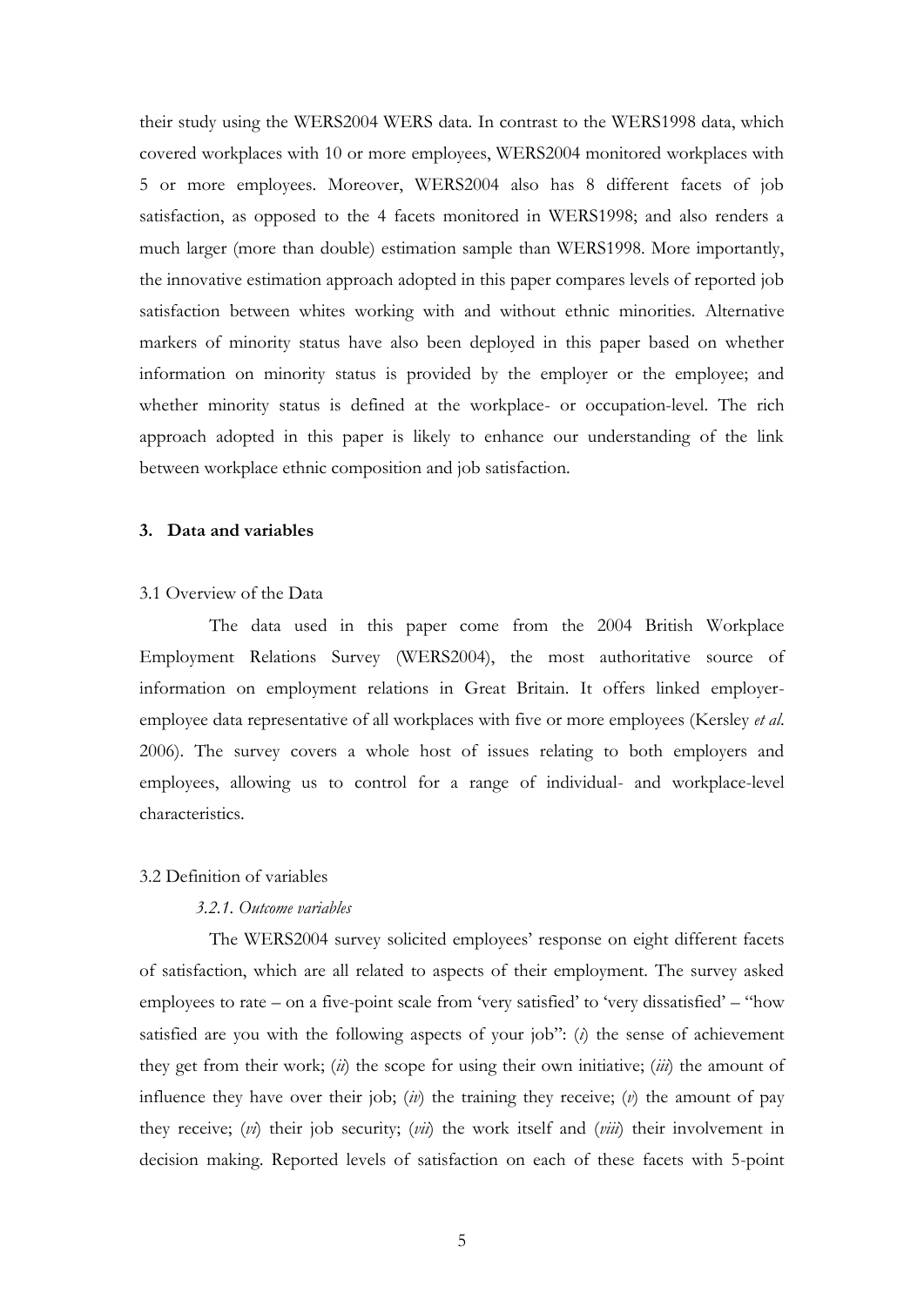their study using the WERS2004 WERS data. In contrast to the WERS1998 data, which covered workplaces with 10 or more employees, WERS2004 monitored workplaces with 5 or more employees. Moreover, WERS2004 also has 8 different facets of job satisfaction, as opposed to the 4 facets monitored in WERS1998; and also renders a much larger (more than double) estimation sample than WERS1998. More importantly, the innovative estimation approach adopted in this paper compares levels of reported job satisfaction between whites working with and without ethnic minorities. Alternative markers of minority status have also been deployed in this paper based on whether information on minority status is provided by the employer or the employee; and whether minority status is defined at the workplace- or occupation-level. The rich approach adopted in this paper is likely to enhance our understanding of the link between workplace ethnic composition and job satisfaction.

## 3. Data and variables

### 3.1 Overview of the Data

The data used in this paper come from the 2004 British Workplace Employment Relations Survey (WERS2004), the most authoritative source of information on employment relations in Great Britain. It offers linked employer-employee data representative of all workplaces with five or more employees (Kersley *et al.* 2006). The survey covers a whole host of issues relating to both employers and employees, allowing us to control for a range of individual- and workplace-level characteristics.

### 3.2 Definition of variables

#### *3.2.1. Outcome variables*

The WERS2004 survey solicited employees' response on eight different facets of satisfaction, which are all related to aspects of their employment. The survey asked employees to rate – on a five-point scale from 'very satisfied' to 'very dissatisfied' – "how satisfied are you with the following aspects of your job": (*i*) the sense of achievement they get from their work; (*ii*) the scope for using their own initiative; (*iii*) the amount of influence they have over their job; (*iv*) the training they receive; (*v*) the amount of pay they receive; (*vi*) their job security; (*vii*) the work itself and (*viii*) their involvement in decision making. Reported levels of satisfaction on each of these facets with 5-point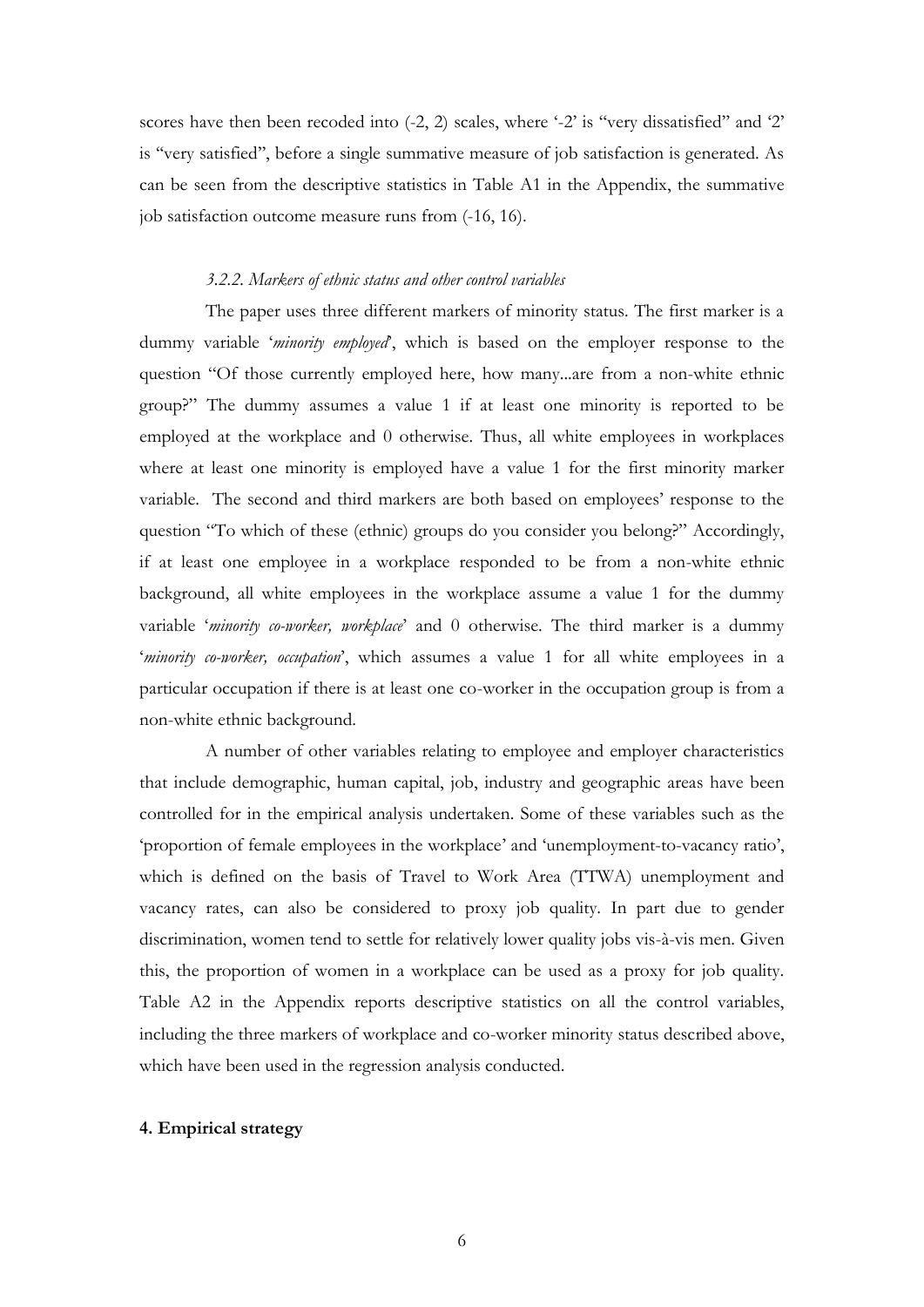scores have then been recoded into (-2, 2) scales, where '-2' is "very dissatisfied" and '2' is "very satisfied", before a single summative measure of job satisfaction is generated. As can be seen from the descriptive statistics in Table A1 in the Appendix, the summative job satisfaction outcome measure runs from (-16, 16).

#### *3.2.2. Markers of ethnic status and other control variables*

The paper uses three different markers of minority status. The first marker is a dummy variable '*minority employed*', which is based on the employer response to the question "Of those currently employed here, how many...are from a non-white ethnic group?" The dummy assumes a value 1 if at least one minority is reported to be employed at the workplace and 0 otherwise. Thus, all white employees in workplaces where at least one minority is employed have a value 1 for the first minority marker variable. The second and third markers are both based on employees' response to the question "To which of these (ethnic) groups do you consider you belong?" Accordingly, if at least one employee in a workplace responded to be from a non-white ethnic background, all white employees in the workplace assume a value 1 for the dummy variable '*minority co-worker, workplace*' and 0 otherwise. The third marker is a dummy '*minority co-worker, occupation*', which assumes a value 1 for all white employees in a particular occupation if there is at least one co-worker in the occupation group is from a non-white ethnic background.

A number of other variables relating to employee and employer characteristics that include demographic, human capital, job, industry and geographic areas have been controlled for in the empirical analysis undertaken. Some of these variables such as the 'proportion of female employees in the workplace' and 'unemployment-to-vacancy ratio', which is defined on the basis of Travel to Work Area (TTWA) unemployment and vacancy rates, can also be considered to proxy job quality. In part due to gender discrimination, women tend to settle for relatively lower quality jobs vis-à-vis men. Given this, the proportion of women in a workplace can be used as a proxy for job quality. Table A2 in the Appendix reports descriptive statistics on all the control variables, including the three markers of workplace and co-worker minority status described above, which have been used in the regression analysis conducted.

## 4. Empirical strategy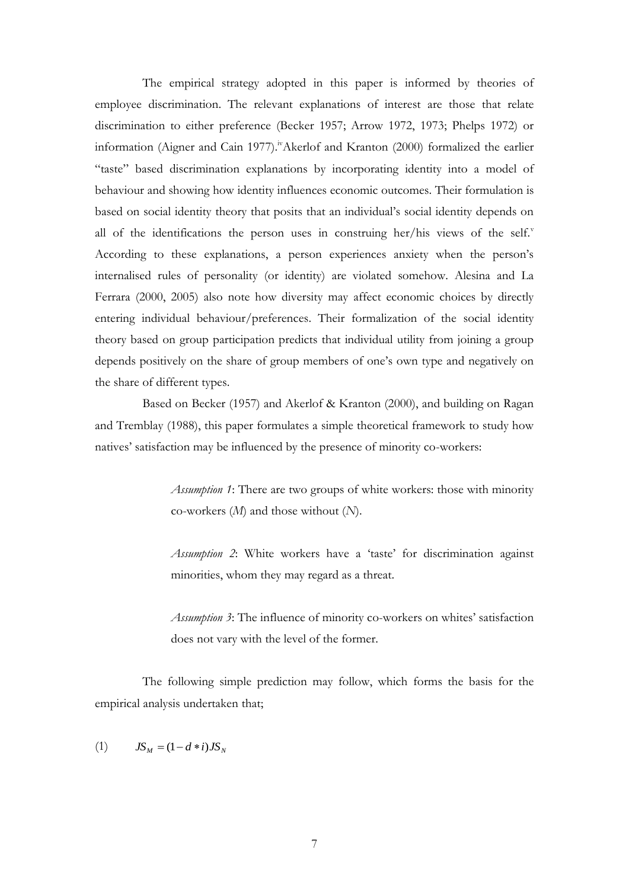The empirical strategy adopted in this paper is informed by theories of employee discrimination. The relevant explanations of interest are those that relate discrimination to either preference (Becker 1957; Arrow 1972, 1973; Phelps 1972) or information (Aigner and Cain 1977).[iv] Akerlof and Kranton (2000) formalized the earlier "taste" based discrimination explanations by incorporating identity into a model of behaviour and showing how identity influences economic outcomes. Their formulation is based on social identity theory that posits that an individual's social identity depends on all of the identifications the person uses in construing her/his views of the self.[v] According to these explanations, a person experiences anxiety when the person's internalised rules of personality (or identity) are violated somehow. Alesina and La Ferrara (2000, 2005) also note how diversity may affect economic choices by directly entering individual behaviour/preferences. Their formalization of the social identity theory based on group participation predicts that individual utility from joining a group depends positively on the share of group members of one's own type and negatively on the share of different types.

Based on Becker (1957) and Akerlof & Kranton (2000), and building on Ragan and Tremblay (1988), this paper formulates a simple theoretical framework to study how natives' satisfaction may be influenced by the presence of minority co-workers:

> *Assumption 1*: There are two groups of white workers: those with minority co-workers (*M*) and those without (*N*).
>
> *Assumption 2*: White workers have a 'taste' for discrimination against minorities, whom they may regard as a threat.
>
> *Assumption 3*: The influence of minority co-workers on whites' satisfaction does not vary with the level of the former.

The following simple prediction may follow, which forms the basis for the empirical analysis undertaken that;

(1) $$JS_M = (1 - d * i)JS_N$$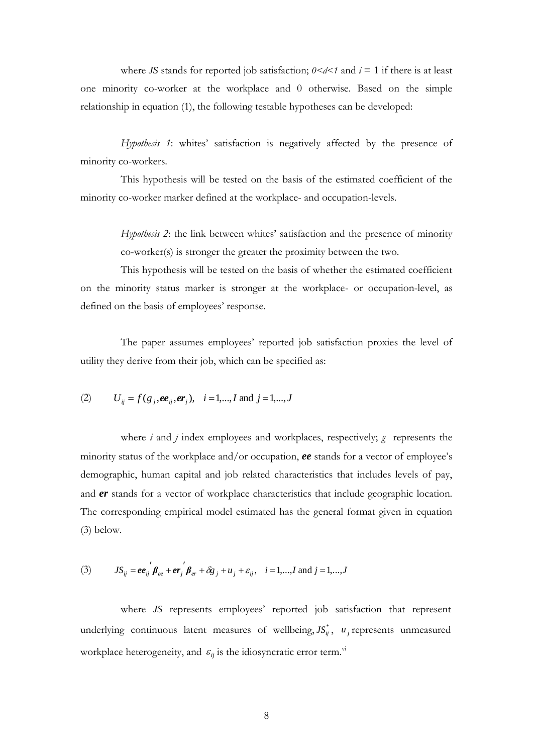where *JS* stands for reported job satisfaction; $0<d<1$ and $i$ = 1 if there is at least one minority co-worker at the workplace and 0 otherwise. Based on the simple relationship in equation (1), the following testable hypotheses can be developed:

*Hypothesis 1*: whites' satisfaction is negatively affected by the presence of minority co-workers.

This hypothesis will be tested on the basis of the estimated coefficient of the minority co-worker marker defined at the workplace- and occupation-levels.

*Hypothesis 2*: the link between whites' satisfaction and the presence of minority co-worker(s) is stronger the greater the proximity between the two.

This hypothesis will be tested on the basis of whether the estimated coefficient on the minority status marker is stronger at the workplace- or occupation-level, as defined on the basis of employees' response.

The paper assumes employees' reported job satisfaction proxies the level of utility they derive from their job, which can be specified as:

$$(2) \qquad U_{ij} = f(g_j, \boldsymbol{ee}_{ij}, \boldsymbol{er}_j), \quad i = 1,...,I \text{ and } j = 1,...,J$$

where $i$ and $j$ index employees and workplaces, respectively; $g$ represents the minority status of the workplace and/or occupation, ***ee*** stands for a vector of employee's demographic, human capital and job related characteristics that includes levels of pay, and ***er*** stands for a vector of workplace characteristics that include geographic location. The corresponding empirical model estimated has the general format given in equation (3) below.

$$(3) \qquad JS_{ij} = \boldsymbol{ee}_{ij}{}'\boldsymbol{\beta}_{ee} + \boldsymbol{er}_j{}'\boldsymbol{\beta}_{er} + \delta g_j + u_j + \varepsilon_{ij}, \quad i = 1,...,I \text{ and } j = 1,...,J$$

where *JS* represents employees' reported job satisfaction that represent underlying continuous latent measures of wellbeing, $JS^*_{ij}$, $u_j$ represents unmeasured workplace heterogeneity, and $\varepsilon_{ij}$ is the idiosyncratic error term.[vi]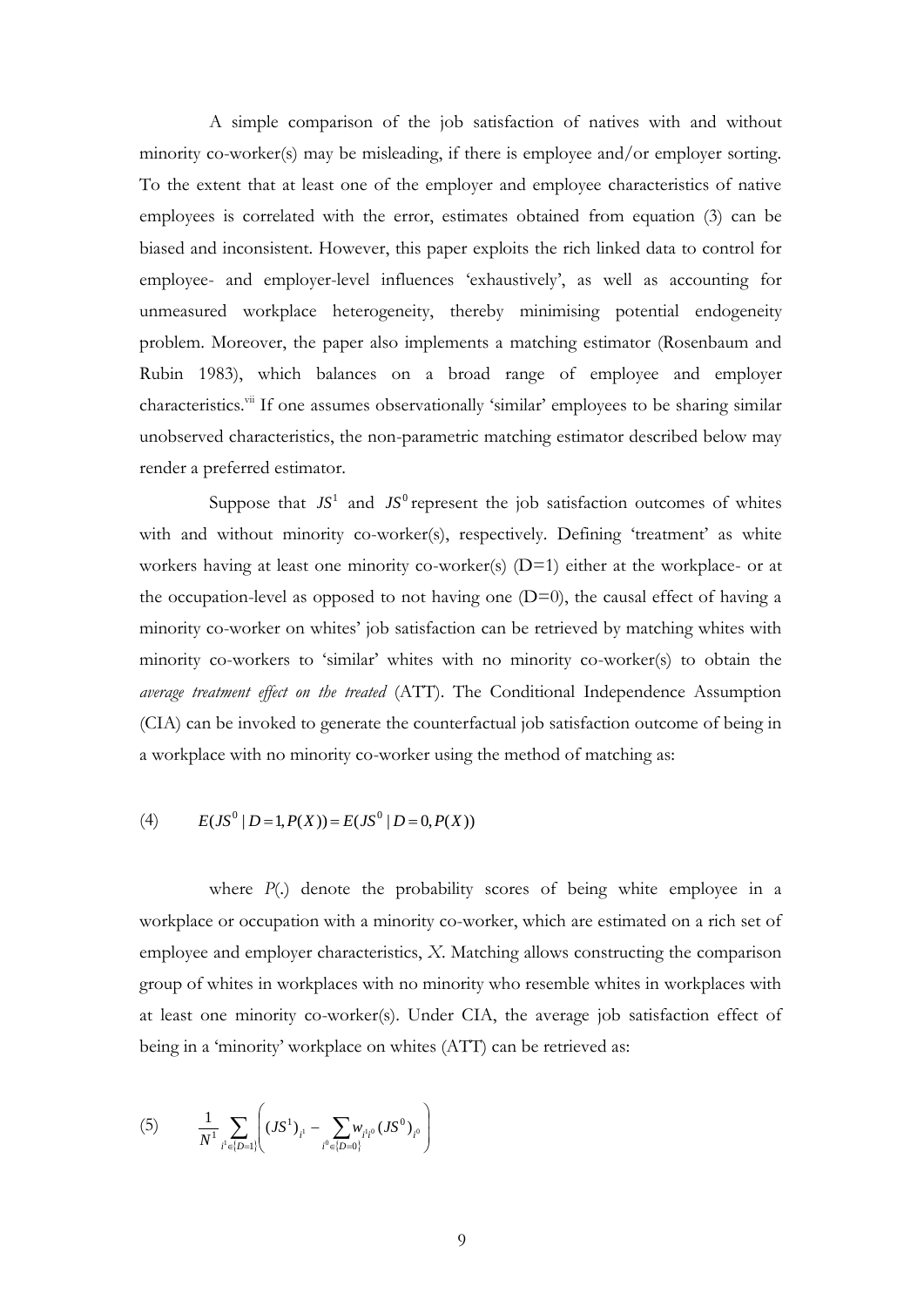A simple comparison of the job satisfaction of natives with and without minority co-worker(s) may be misleading, if there is employee and/or employer sorting. To the extent that at least one of the employer and employee characteristics of native employees is correlated with the error, estimates obtained from equation (3) can be biased and inconsistent. However, this paper exploits the rich linked data to control for employee- and employer-level influences 'exhaustively', as well as accounting for unmeasured workplace heterogeneity, thereby minimising potential endogeneity problem. Moreover, the paper also implements a matching estimator (Rosenbaum and Rubin 1983), which balances on a broad range of employee and employer characteristics.[vii] If one assumes observationally 'similar' employees to be sharing similar unobserved characteristics, the non-parametric matching estimator described below may render a preferred estimator.

Suppose that $JS^1$ and $JS^0$ represent the job satisfaction outcomes of whites with and without minority co-worker(s), respectively. Defining 'treatment' as white workers having at least one minority co-worker(s) (D=1) either at the workplace- or at the occupation-level as opposed to not having one (D=0), the causal effect of having a minority co-worker on whites' job satisfaction can be retrieved by matching whites with minority co-workers to 'similar' whites with no minority co-worker(s) to obtain the *average treatment effect on the treated* (ATT). The Conditional Independence Assumption (CIA) can be invoked to generate the counterfactual job satisfaction outcome of being in a workplace with no minority co-worker using the method of matching as:

$$(4) \qquad E(JS^0 \mid D=1, P(X)) = E(JS^0 \mid D=0, P(X))$$

where *P*(.) denote the probability scores of being white employee in a workplace or occupation with a minority co-worker, which are estimated on a rich set of employee and employer characteristics, *X*. Matching allows constructing the comparison group of whites in workplaces with no minority who resemble whites in workplaces with at least one minority co-worker(s). Under CIA, the average job satisfaction effect of being in a 'minority' workplace on whites (ATT) can be retrieved as:

$$(5) \qquad \frac{1}{N^1} \sum_{i^1 \in \{D=1\}} \left( (JS^1)_{i^1} - \sum_{i^0 \in \{D=0\}} w_{i^1 i^0} (JS^0)_{i^0} \right)$$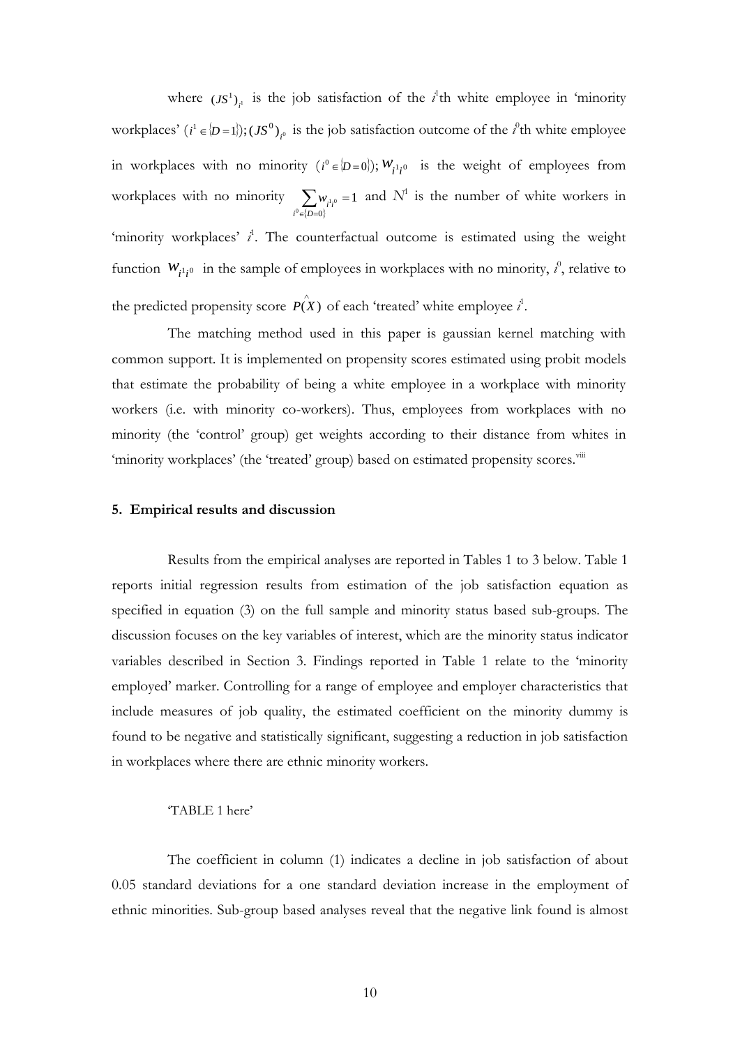where $(JS^1)_{i^1}$ is the job satisfaction of the $i^1$th white employee in 'minority workplaces' ($i^1 \in \{D=1\}$); $(JS^0)_{i^0}$ is the job satisfaction outcome of the $i^0$th white employee in workplaces with no minority ($i^0 \in \{D=0\}$); $w_{i^1 i^0}$ is the weight of employees from workplaces with no minority $\sum_{i^0 \in \{D=0\}} w_{i^1 i^0} = 1$ and $N^1$ is the number of white workers in 'minority workplaces' $i^1$. The counterfactual outcome is estimated using the weight function $w_{i^1 i^0}$ in the sample of employees in workplaces with no minority, $i^0$, relative to the predicted propensity score $\hat{P}(X)$ of each 'treated' white employee $i^1$.

The matching method used in this paper is gaussian kernel matching with common support. It is implemented on propensity scores estimated using probit models that estimate the probability of being a white employee in a workplace with minority workers (i.e. with minority co-workers). Thus, employees from workplaces with no minority (the 'control' group) get weights according to their distance from whites in 'minority workplaces' (the 'treated' group) based on estimated propensity scores.[viii]

## 5. Empirical results and discussion

Results from the empirical analyses are reported in Tables 1 to 3 below. Table 1 reports initial regression results from estimation of the job satisfaction equation as specified in equation (3) on the full sample and minority status based sub-groups. The discussion focuses on the key variables of interest, which are the minority status indicator variables described in Section 3. Findings reported in Table 1 relate to the 'minority employed' marker. Controlling for a range of employee and employer characteristics that include measures of job quality, the estimated coefficient on the minority dummy is found to be negative and statistically significant, suggesting a reduction in job satisfaction in workplaces where there are ethnic minority workers.

'TABLE 1 here'

The coefficient in column (1) indicates a decline in job satisfaction of about 0.05 standard deviations for a one standard deviation increase in the employment of ethnic minorities. Sub-group based analyses reveal that the negative link found is almost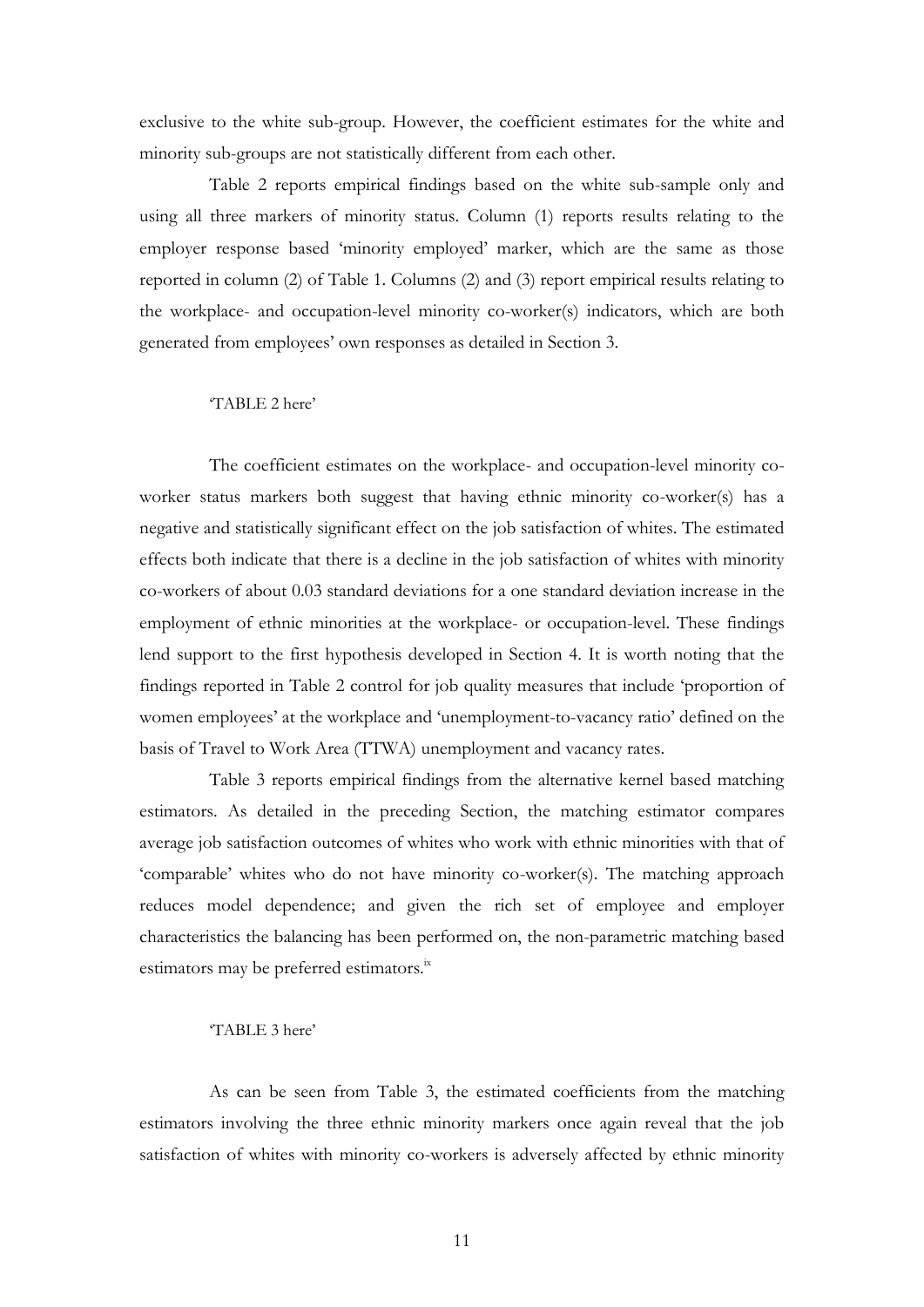exclusive to the white sub-group. However, the coefficient estimates for the white and minority sub-groups are not statistically different from each other.

Table 2 reports empirical findings based on the white sub-sample only and using all three markers of minority status. Column (1) reports results relating to the employer response based 'minority employed' marker, which are the same as those reported in column (2) of Table 1. Columns (2) and (3) report empirical results relating to the workplace- and occupation-level minority co-worker(s) indicators, which are both generated from employees' own responses as detailed in Section 3.

'TABLE 2 here'

The coefficient estimates on the workplace- and occupation-level minority co-worker status markers both suggest that having ethnic minority co-worker(s) has a negative and statistically significant effect on the job satisfaction of whites. The estimated effects both indicate that there is a decline in the job satisfaction of whites with minority co-workers of about 0.03 standard deviations for a one standard deviation increase in the employment of ethnic minorities at the workplace- or occupation-level. These findings lend support to the first hypothesis developed in Section 4. It is worth noting that the findings reported in Table 2 control for job quality measures that include 'proportion of women employees' at the workplace and 'unemployment-to-vacancy ratio' defined on the basis of Travel to Work Area (TTWA) unemployment and vacancy rates.

Table 3 reports empirical findings from the alternative kernel based matching estimators. As detailed in the preceding Section, the matching estimator compares average job satisfaction outcomes of whites who work with ethnic minorities with that of 'comparable' whites who do not have minority co-worker(s). The matching approach reduces model dependence; and given the rich set of employee and employer characteristics the balancing has been performed on, the non-parametric matching based estimators may be preferred estimators.[ix]

'TABLE 3 here'

As can be seen from Table 3, the estimated coefficients from the matching estimators involving the three ethnic minority markers once again reveal that the job satisfaction of whites with minority co-workers is adversely affected by ethnic minority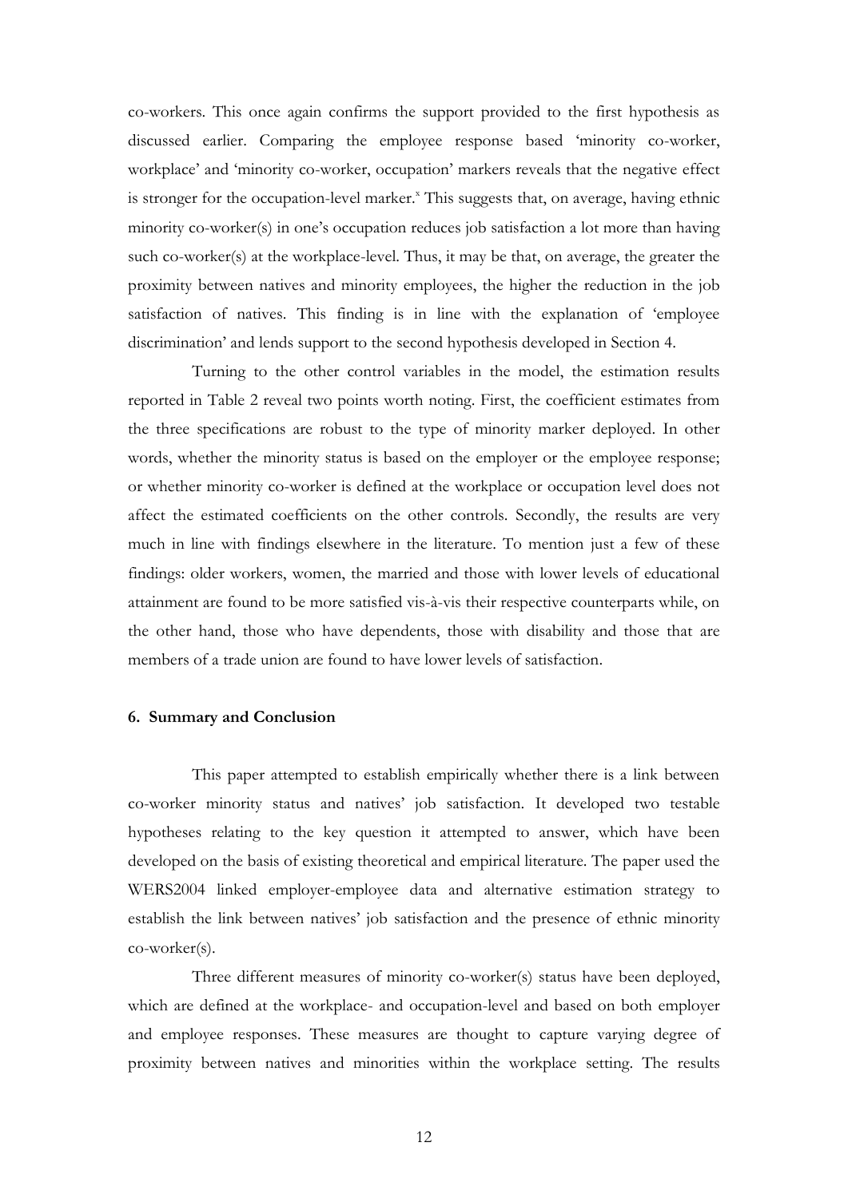co-workers. This once again confirms the support provided to the first hypothesis as discussed earlier. Comparing the employee response based 'minority co-worker, workplace' and 'minority co-worker, occupation' markers reveals that the negative effect is stronger for the occupation-level marker.[x] This suggests that, on average, having ethnic minority co-worker(s) in one's occupation reduces job satisfaction a lot more than having such co-worker(s) at the workplace-level. Thus, it may be that, on average, the greater the proximity between natives and minority employees, the higher the reduction in the job satisfaction of natives. This finding is in line with the explanation of 'employee discrimination' and lends support to the second hypothesis developed in Section 4.

Turning to the other control variables in the model, the estimation results reported in Table 2 reveal two points worth noting. First, the coefficient estimates from the three specifications are robust to the type of minority marker deployed. In other words, whether the minority status is based on the employer or the employee response; or whether minority co-worker is defined at the workplace or occupation level does not affect the estimated coefficients on the other controls. Secondly, the results are very much in line with findings elsewhere in the literature. To mention just a few of these findings: older workers, women, the married and those with lower levels of educational attainment are found to be more satisfied vis-à-vis their respective counterparts while, on the other hand, those who have dependents, those with disability and those that are members of a trade union are found to have lower levels of satisfaction.

## 6. Summary and Conclusion

This paper attempted to establish empirically whether there is a link between co-worker minority status and natives' job satisfaction. It developed two testable hypotheses relating to the key question it attempted to answer, which have been developed on the basis of existing theoretical and empirical literature. The paper used the WERS2004 linked employer-employee data and alternative estimation strategy to establish the link between natives' job satisfaction and the presence of ethnic minority co-worker(s).

Three different measures of minority co-worker(s) status have been deployed, which are defined at the workplace- and occupation-level and based on both employer and employee responses. These measures are thought to capture varying degree of proximity between natives and minorities within the workplace setting. The results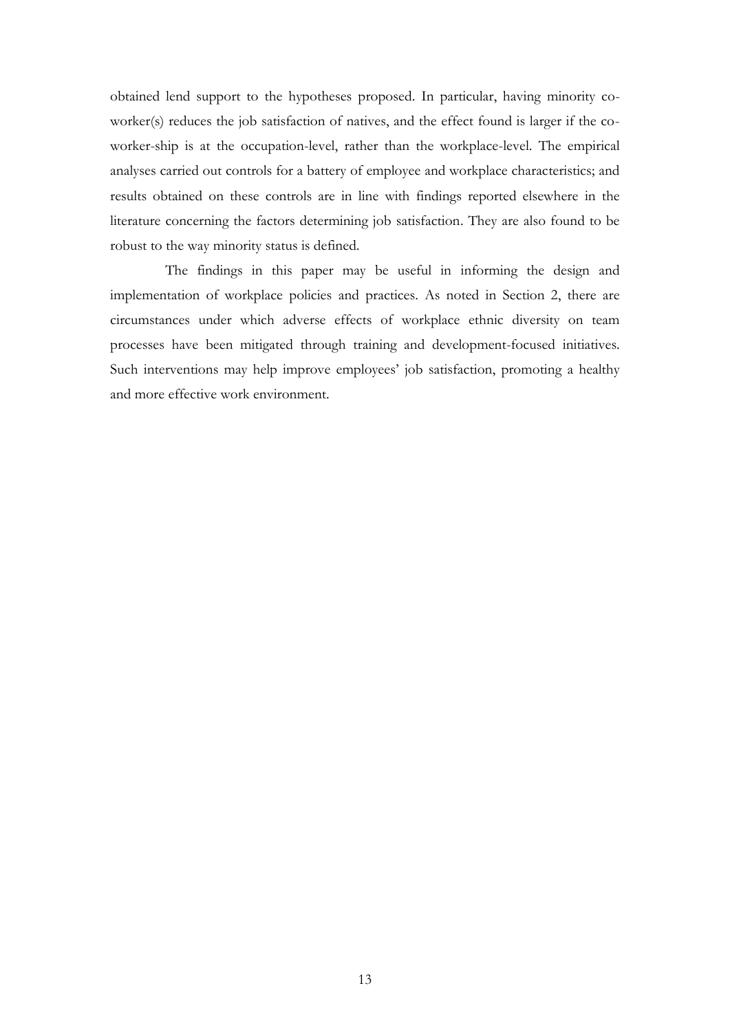obtained lend support to the hypotheses proposed. In particular, having minority co-worker(s) reduces the job satisfaction of natives, and the effect found is larger if the co-worker-ship is at the occupation-level, rather than the workplace-level. The empirical analyses carried out controls for a battery of employee and workplace characteristics; and results obtained on these controls are in line with findings reported elsewhere in the literature concerning the factors determining job satisfaction. They are also found to be robust to the way minority status is defined.

The findings in this paper may be useful in informing the design and implementation of workplace policies and practices. As noted in Section 2, there are circumstances under which adverse effects of workplace ethnic diversity on team processes have been mitigated through training and development-focused initiatives. Such interventions may help improve employees' job satisfaction, promoting a healthy and more effective work environment.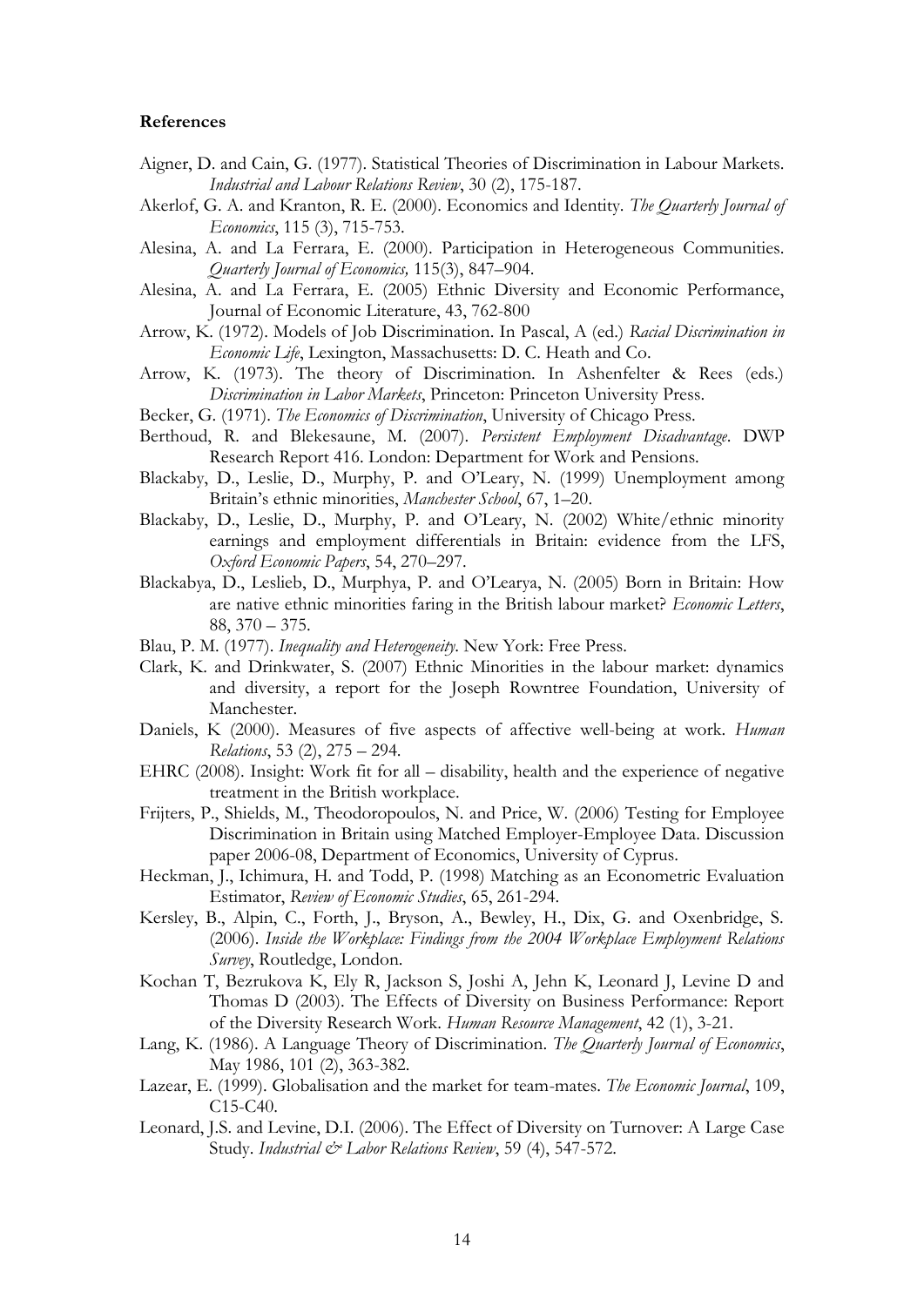**References**

Aigner, D. and Cain, G. (1977). Statistical Theories of Discrimination in Labour Markets. *Industrial and Labour Relations Review*, 30 (2), 175-187.

Akerlof, G. A. and Kranton, R. E. (2000). Economics and Identity. *The Quarterly Journal of Economics*, 115 (3), 715-753.

Alesina, A. and La Ferrara, E. (2000). Participation in Heterogeneous Communities. *Quarterly Journal of Economics,* 115(3), 847–904.

Alesina, A. and La Ferrara, E. (2005) Ethnic Diversity and Economic Performance, Journal of Economic Literature, 43, 762-800

Arrow, K. (1972). Models of Job Discrimination. In Pascal, A (ed.) *Racial Discrimination in Economic Life*, Lexington, Massachusetts: D. C. Heath and Co.

Arrow, K. (1973). The theory of Discrimination. In Ashenfelter & Rees (eds.) *Discrimination in Labor Markets*, Princeton: Princeton University Press.

Becker, G. (1971). *The Economics of Discrimination*, University of Chicago Press.

Berthoud, R. and Blekesaune, M. (2007). *Persistent Employment Disadvantage*. DWP Research Report 416. London: Department for Work and Pensions.

Blackaby, D., Leslie, D., Murphy, P. and O'Leary, N. (1999) Unemployment among Britain's ethnic minorities, *Manchester School*, 67, 1–20.

Blackaby, D., Leslie, D., Murphy, P. and O'Leary, N. (2002) White/ethnic minority earnings and employment differentials in Britain: evidence from the LFS, *Oxford Economic Papers*, 54, 270–297.

Blackabya, D., Leslieb, D., Murphya, P. and O'Learya, N. (2005) Born in Britain: How are native ethnic minorities faring in the British labour market? *Economic Letters*, 88, 370 – 375.

Blau, P. M. (1977). *Inequality and Heterogeneity*. New York: Free Press.

Clark, K. and Drinkwater, S. (2007) Ethnic Minorities in the labour market: dynamics and diversity, a report for the Joseph Rowntree Foundation, University of Manchester.

Daniels, K (2000). Measures of five aspects of affective well-being at work. *Human Relations*, 53 (2), 275 – 294.

EHRC (2008). Insight: Work fit for all – disability, health and the experience of negative treatment in the British workplace.

Frijters, P., Shields, M., Theodoropoulos, N. and Price, W. (2006) Testing for Employee Discrimination in Britain using Matched Employer-Employee Data. Discussion paper 2006-08, Department of Economics, University of Cyprus.

Heckman, J., Ichimura, H. and Todd, P. (1998) Matching as an Econometric Evaluation Estimator, *Review of Economic Studies*, 65, 261-294.

Kersley, B., Alpin, C., Forth, J., Bryson, A., Bewley, H., Dix, G. and Oxenbridge, S. (2006). *Inside the Workplace: Findings from the 2004 Workplace Employment Relations Survey*, Routledge, London.

Kochan T, Bezrukova K, Ely R, Jackson S, Joshi A, Jehn K, Leonard J, Levine D and Thomas D (2003). The Effects of Diversity on Business Performance: Report of the Diversity Research Work. *Human Resource Management*, 42 (1), 3-21.

Lang, K. (1986). A Language Theory of Discrimination. *The Quarterly Journal of Economics*, May 1986, 101 (2), 363-382.

Lazear, E. (1999). Globalisation and the market for team-mates. *The Economic Journal*, 109, C15-C40.

Leonard, J.S. and Levine, D.I. (2006). The Effect of Diversity on Turnover: A Large Case Study. *Industrial & Labor Relations Review*, 59 (4), 547-572.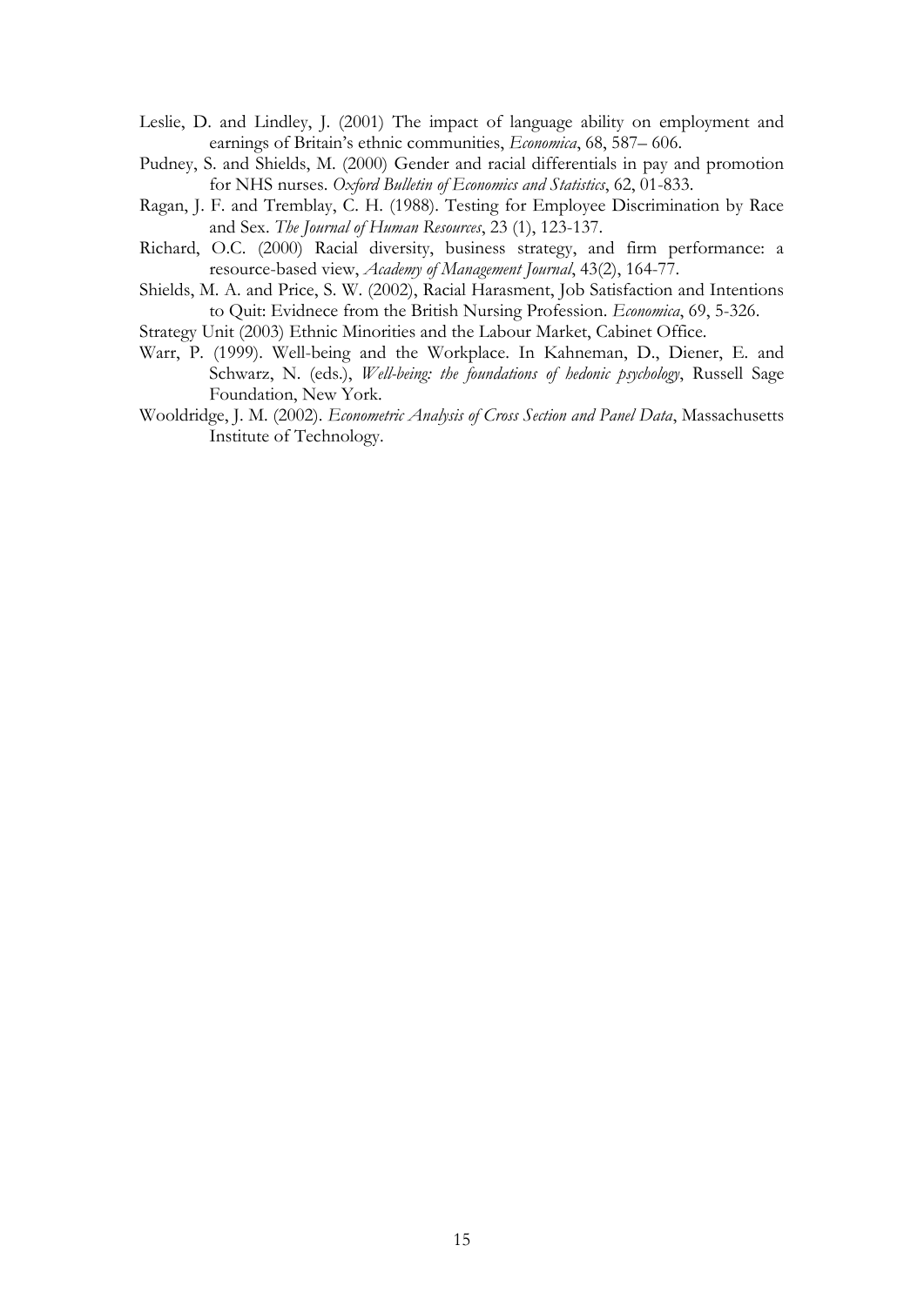Leslie, D. and Lindley, J. (2001) The impact of language ability on employment and earnings of Britain's ethnic communities, *Economica*, 68, 587– 606.

Pudney, S. and Shields, M. (2000) Gender and racial differentials in pay and promotion for NHS nurses. *Oxford Bulletin of Economics and Statistics*, 62, 01-833.

Ragan, J. F. and Tremblay, C. H. (1988). Testing for Employee Discrimination by Race and Sex. *The Journal of Human Resources*, 23 (1), 123-137.

Richard, O.C. (2000) Racial diversity, business strategy, and firm performance: a resource-based view, *Academy of Management Journal*, 43(2), 164-77.

Shields, M. A. and Price, S. W. (2002), Racial Harasment, Job Satisfaction and Intentions to Quit: Evidnece from the British Nursing Profession. *Economica*, 69, 5-326.

Strategy Unit (2003) Ethnic Minorities and the Labour Market, Cabinet Office.

Warr, P. (1999). Well-being and the Workplace. In Kahneman, D., Diener, E. and Schwarz, N. (eds.), *Well-being: the foundations of hedonic psychology*, Russell Sage Foundation, New York.

Wooldridge, J. M. (2002). *Econometric Analysis of Cross Section and Panel Data*, Massachusetts Institute of Technology.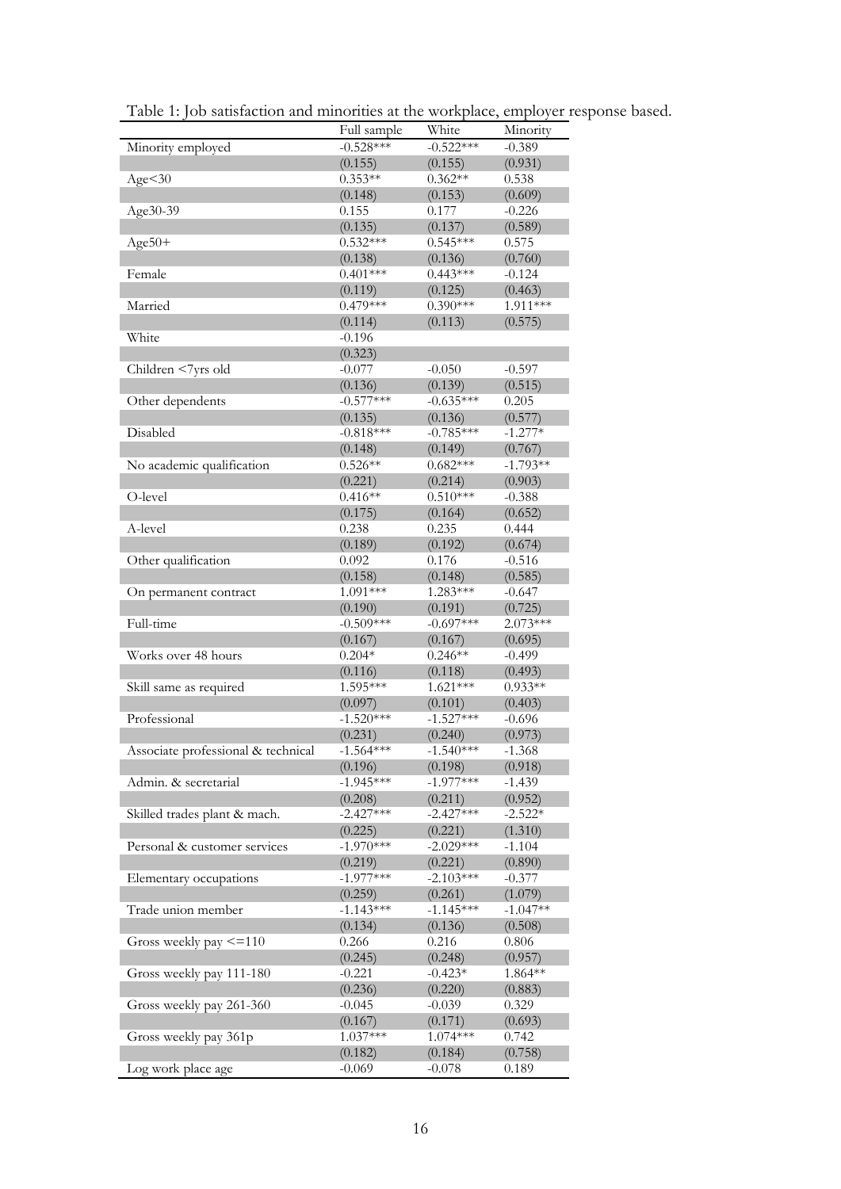Table 1: Job satisfaction and minorities at the workplace, employer response based.

| | Full sample | White | Minority |
|---|---|---|---|
| Minority employed | -0.528*** | -0.522*** | -0.389 |
| | (0.155) | (0.155) | (0.931) |
| Age<30 | 0.353** | 0.362** | 0.538 |
| | (0.148) | (0.153) | (0.609) |
| Age30-39 | 0.155 | 0.177 | -0.226 |
| | (0.135) | (0.137) | (0.589) |
| Age50+ | 0.532*** | 0.545*** | 0.575 |
| | (0.138) | (0.136) | (0.760) |
| Female | 0.401*** | 0.443*** | -0.124 |
| | (0.119) | (0.125) | (0.463) |
| Married | 0.479*** | 0.390*** | 1.911*** |
| | (0.114) | (0.113) | (0.575) |
| White | -0.196 | | |
| | (0.323) | | |
| Children <7yrs old | -0.077 | -0.050 | -0.597 |
| | (0.136) | (0.139) | (0.515) |
| Other dependents | -0.577*** | -0.635*** | 0.205 |
| | (0.135) | (0.136) | (0.577) |
| Disabled | -0.818*** | -0.785*** | -1.277* |
| | (0.148) | (0.149) | (0.767) |
| No academic qualification | 0.526** | 0.682*** | -1.793** |
| | (0.221) | (0.214) | (0.903) |
| O-level | 0.416** | 0.510*** | -0.388 |
| | (0.175) | (0.164) | (0.652) |
| A-level | 0.238 | 0.235 | 0.444 |
| | (0.189) | (0.192) | (0.674) |
| Other qualification | 0.092 | 0.176 | -0.516 |
| | (0.158) | (0.148) | (0.585) |
| On permanent contract | 1.091*** | 1.283*** | -0.647 |
| | (0.190) | (0.191) | (0.725) |
| Full-time | -0.509*** | -0.697*** | 2.073*** |
| | (0.167) | (0.167) | (0.695) |
| Works over 48 hours | 0.204* | 0.246** | -0.499 |
| | (0.116) | (0.118) | (0.493) |
| Skill same as required | 1.595*** | 1.621*** | 0.933** |
| | (0.097) | (0.101) | (0.403) |
| Professional | -1.520*** | -1.527*** | -0.696 |
| | (0.231) | (0.240) | (0.973) |
| Associate professional & technical | -1.564*** | -1.540*** | -1.368 |
| | (0.196) | (0.198) | (0.918) |
| Admin. & secretarial | -1.945*** | -1.977*** | -1.439 |
| | (0.208) | (0.211) | (0.952) |
| Skilled trades plant & mach. | -2.427*** | -2.427*** | -2.522* |
| | (0.225) | (0.221) | (1.310) |
| Personal & customer services | -1.970*** | -2.029*** | -1.104 |
| | (0.219) | (0.221) | (0.890) |
| Elementary occupations | -1.977*** | -2.103*** | -0.377 |
| | (0.259) | (0.261) | (1.079) |
| Trade union member | -1.143*** | -1.145*** | -1.047** |
| | (0.134) | (0.136) | (0.508) |
| Gross weekly pay <=110 | 0.266 | 0.216 | 0.806 |
| | (0.245) | (0.248) | (0.957) |
| Gross weekly pay 111-180 | -0.221 | -0.423* | 1.864** |
| | (0.236) | (0.220) | (0.883) |
| Gross weekly pay 261-360 | -0.045 | -0.039 | 0.329 |
| | (0.167) | (0.171) | (0.693) |
| Gross weekly pay 361p | 1.037*** | 1.074*** | 0.742 |
| | (0.182) | (0.184) | (0.758) |
| Log work place age | -0.069 | -0.078 | 0.189 |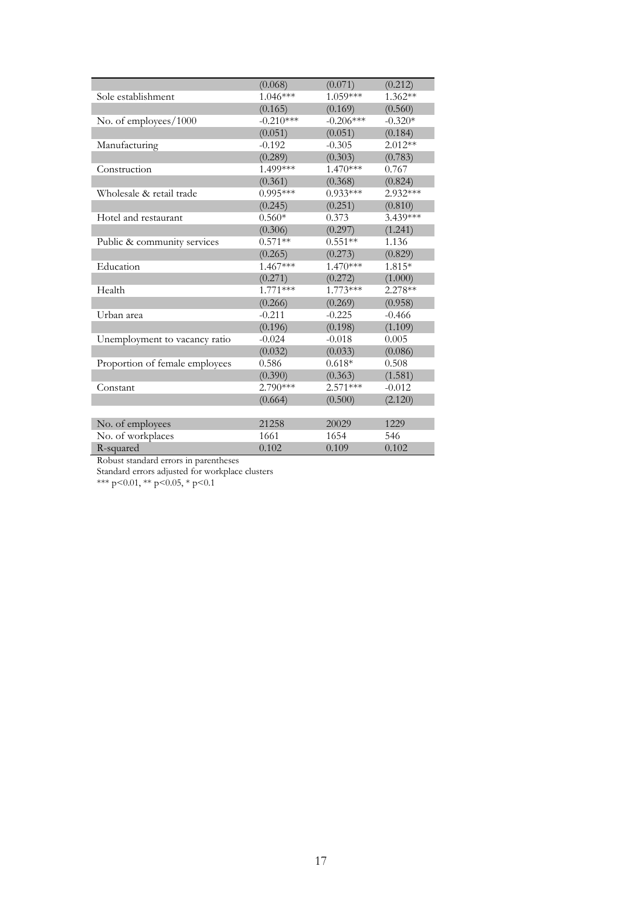| | | | |
|---|---|---|---|
| | (0.068) | (0.071) | (0.212) |
| Sole establishment | 1.046*** | 1.059*** | 1.362** |
| | (0.165) | (0.169) | (0.560) |
| No. of employees/1000 | -0.210*** | -0.206*** | -0.320* |
| | (0.051) | (0.051) | (0.184) |
| Manufacturing | -0.192 | -0.305 | 2.012** |
| | (0.289) | (0.303) | (0.783) |
| Construction | 1.499*** | 1.470*** | 0.767 |
| | (0.361) | (0.368) | (0.824) |
| Wholesale & retail trade | 0.995*** | 0.933*** | 2.932*** |
| | (0.245) | (0.251) | (0.810) |
| Hotel and restaurant | 0.560* | 0.373 | 3.439*** |
| | (0.306) | (0.297) | (1.241) |
| Public & community services | 0.571** | 0.551** | 1.136 |
| | (0.265) | (0.273) | (0.829) |
| Education | 1.467*** | 1.470*** | 1.815* |
| | (0.271) | (0.272) | (1.000) |
| Health | 1.771*** | 1.773*** | 2.278** |
| | (0.266) | (0.269) | (0.958) |
| Urban area | -0.211 | -0.225 | -0.466 |
| | (0.196) | (0.198) | (1.109) |
| Unemployment to vacancy ratio | -0.024 | -0.018 | 0.005 |
| | (0.032) | (0.033) | (0.086) |
| Proportion of female employees | 0.586 | 0.618* | 0.508 |
| | (0.390) | (0.363) | (1.581) |
| Constant | 2.790*** | 2.571*** | -0.012 |
| | (0.664) | (0.500) | (2.120) |
| | | | |
| No. of employees | 21258 | 20029 | 1229 |
| No. of workplaces | 1661 | 1654 | 546 |
| R-squared | 0.102 | 0.109 | 0.102 |

Robust standard errors in parentheses

Standard errors adjusted for workplace clusters

*** p<0.01, ** p<0.05, * p<0.1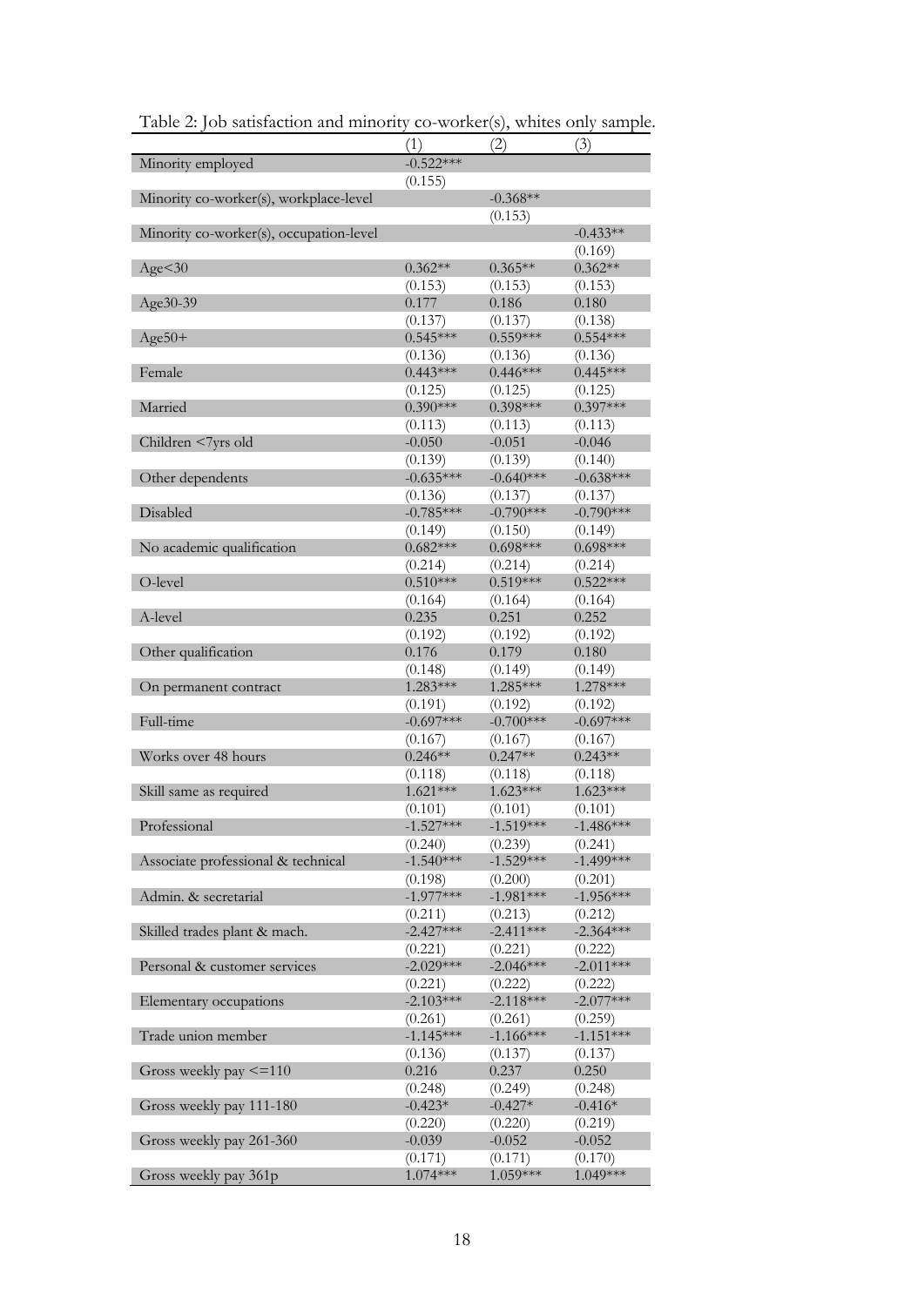Table 2: Job satisfaction and minority co-worker(s), whites only sample.

| | (1) | (2) | (3) |
|---|---|---|---|
| Minority employed | -0.522*** | | |
| | (0.155) | | |
| Minority co-worker(s), workplace-level | | -0.368** | |
| | | (0.153) | |
| Minority co-worker(s), occupation-level | | | -0.433** |
| | | | (0.169) |
| Age<30 | 0.362** | 0.365** | 0.362** |
| | (0.153) | (0.153) | (0.153) |
| Age30-39 | 0.177 | 0.186 | 0.180 |
| | (0.137) | (0.137) | (0.138) |
| Age50+ | 0.545*** | 0.559*** | 0.554*** |
| | (0.136) | (0.136) | (0.136) |
| Female | 0.443*** | 0.446*** | 0.445*** |
| | (0.125) | (0.125) | (0.125) |
| Married | 0.390*** | 0.398*** | 0.397*** |
| | (0.113) | (0.113) | (0.113) |
| Children <7yrs old | -0.050 | -0.051 | -0.046 |
| | (0.139) | (0.139) | (0.140) |
| Other dependents | -0.635*** | -0.640*** | -0.638*** |
| | (0.136) | (0.137) | (0.137) |
| Disabled | -0.785*** | -0.790*** | -0.790*** |
| | (0.149) | (0.150) | (0.149) |
| No academic qualification | 0.682*** | 0.698*** | 0.698*** |
| | (0.214) | (0.214) | (0.214) |
| O-level | 0.510*** | 0.519*** | 0.522*** |
| | (0.164) | (0.164) | (0.164) |
| A-level | 0.235 | 0.251 | 0.252 |
| | (0.192) | (0.192) | (0.192) |
| Other qualification | 0.176 | 0.179 | 0.180 |
| | (0.148) | (0.149) | (0.149) |
| On permanent contract | 1.283*** | 1.285*** | 1.278*** |
| | (0.191) | (0.192) | (0.192) |
| Full-time | -0.697*** | -0.700*** | -0.697*** |
| | (0.167) | (0.167) | (0.167) |
| Works over 48 hours | 0.246** | 0.247** | 0.243** |
| | (0.118) | (0.118) | (0.118) |
| Skill same as required | 1.621*** | 1.623*** | 1.623*** |
| | (0.101) | (0.101) | (0.101) |
| Professional | -1.527*** | -1.519*** | -1.486*** |
| | (0.240) | (0.239) | (0.241) |
| Associate professional & technical | -1.540*** | -1.529*** | -1.499*** |
| | (0.198) | (0.200) | (0.201) |
| Admin. & secretarial | -1.977*** | -1.981*** | -1.956*** |
| | (0.211) | (0.213) | (0.212) |
| Skilled trades plant & mach. | -2.427*** | -2.411*** | -2.364*** |
| | (0.221) | (0.221) | (0.222) |
| Personal & customer services | -2.029*** | -2.046*** | -2.011*** |
| | (0.221) | (0.222) | (0.222) |
| Elementary occupations | -2.103*** | -2.118*** | -2.077*** |
| | (0.261) | (0.261) | (0.259) |
| Trade union member | -1.145*** | -1.166*** | -1.151*** |
| | (0.136) | (0.137) | (0.137) |
| Gross weekly pay <=110 | 0.216 | 0.237 | 0.250 |
| | (0.248) | (0.249) | (0.248) |
| Gross weekly pay 111-180 | -0.423* | -0.427* | -0.416* |
| | (0.220) | (0.220) | (0.219) |
| Gross weekly pay 261-360 | -0.039 | -0.052 | -0.052 |
| | (0.171) | (0.171) | (0.170) |
| Gross weekly pay 361p | 1.074*** | 1.059*** | 1.049*** |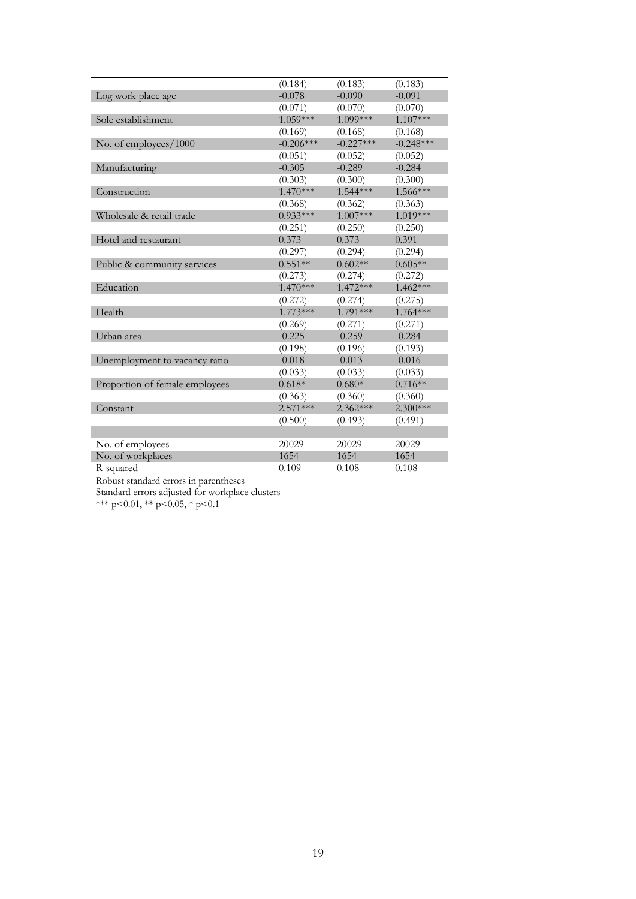| | | | |
|---|---|---|---|
| | (0.184) | (0.183) | (0.183) |
| Log work place age | -0.078 | -0.090 | -0.091 |
| | (0.071) | (0.070) | (0.070) |
| Sole establishment | 1.059*** | 1.099*** | 1.107*** |
| | (0.169) | (0.168) | (0.168) |
| No. of employees/1000 | -0.206*** | -0.227*** | -0.248*** |
| | (0.051) | (0.052) | (0.052) |
| Manufacturing | -0.305 | -0.289 | -0.284 |
| | (0.303) | (0.300) | (0.300) |
| Construction | 1.470*** | 1.544*** | 1.566*** |
| | (0.368) | (0.362) | (0.363) |
| Wholesale & retail trade | 0.933*** | 1.007*** | 1.019*** |
| | (0.251) | (0.250) | (0.250) |
| Hotel and restaurant | 0.373 | 0.373 | 0.391 |
| | (0.297) | (0.294) | (0.294) |
| Public & community services | 0.551** | 0.602** | 0.605** |
| | (0.273) | (0.274) | (0.272) |
| Education | 1.470*** | 1.472*** | 1.462*** |
| | (0.272) | (0.274) | (0.275) |
| Health | 1.773*** | 1.791*** | 1.764*** |
| | (0.269) | (0.271) | (0.271) |
| Urban area | -0.225 | -0.259 | -0.284 |
| | (0.198) | (0.196) | (0.193) |
| Unemployment to vacancy ratio | -0.018 | -0.013 | -0.016 |
| | (0.033) | (0.033) | (0.033) |
| Proportion of female employees | 0.618* | 0.680* | 0.716** |
| | (0.363) | (0.360) | (0.360) |
| Constant | 2.571*** | 2.362*** | 2.300*** |
| | (0.500) | (0.493) | (0.491) |
| | | | |
| No. of employees | 20029 | 20029 | 20029 |
| No. of workplaces | 1654 | 1654 | 1654 |
| R-squared | 0.109 | 0.108 | 0.108 |

Robust standard errors in parentheses

Standard errors adjusted for workplace clusters

*** p<0.01, ** p<0.05, * p<0.1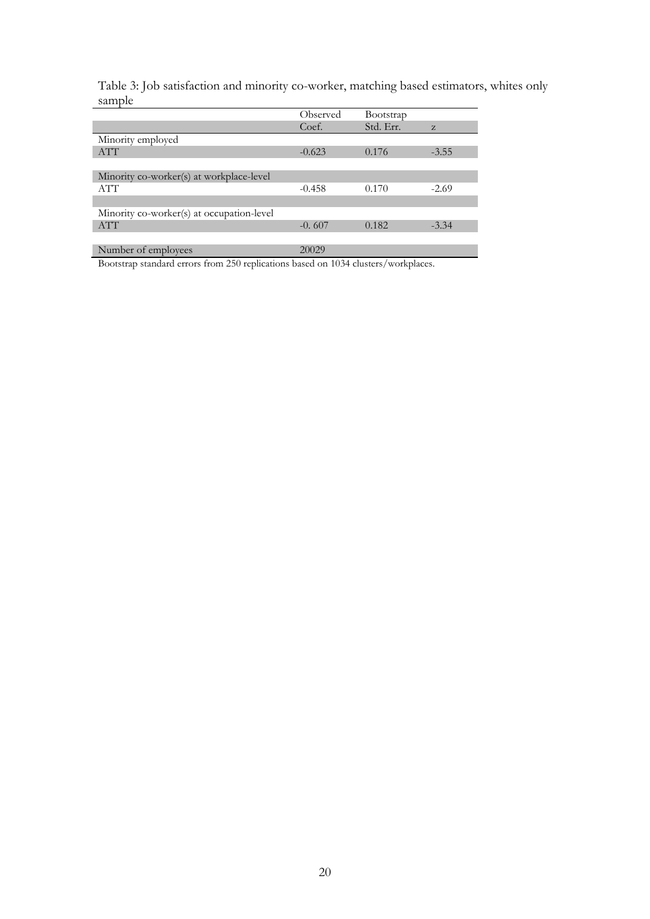Table 3: Job satisfaction and minority co-worker, matching based estimators, whites only sample

| | Observed Coef. | Bootstrap Std. Err. | z |
|---|---|---|---|
| Minority employed | | | |
| ATT | -0.623 | 0.176 | -3.55 |
| | | | |
| Minority co-worker(s) at workplace-level | | | |
| ATT | -0.458 | 0.170 | -2.69 |
| | | | |
| Minority co-worker(s) at occupation-level | | | |
| ATT | -0. 607 | 0.182 | -3.34 |
| | | | |
| Number of employees | 20029 | | |

Bootstrap standard errors from 250 replications based on 1034 clusters/workplaces.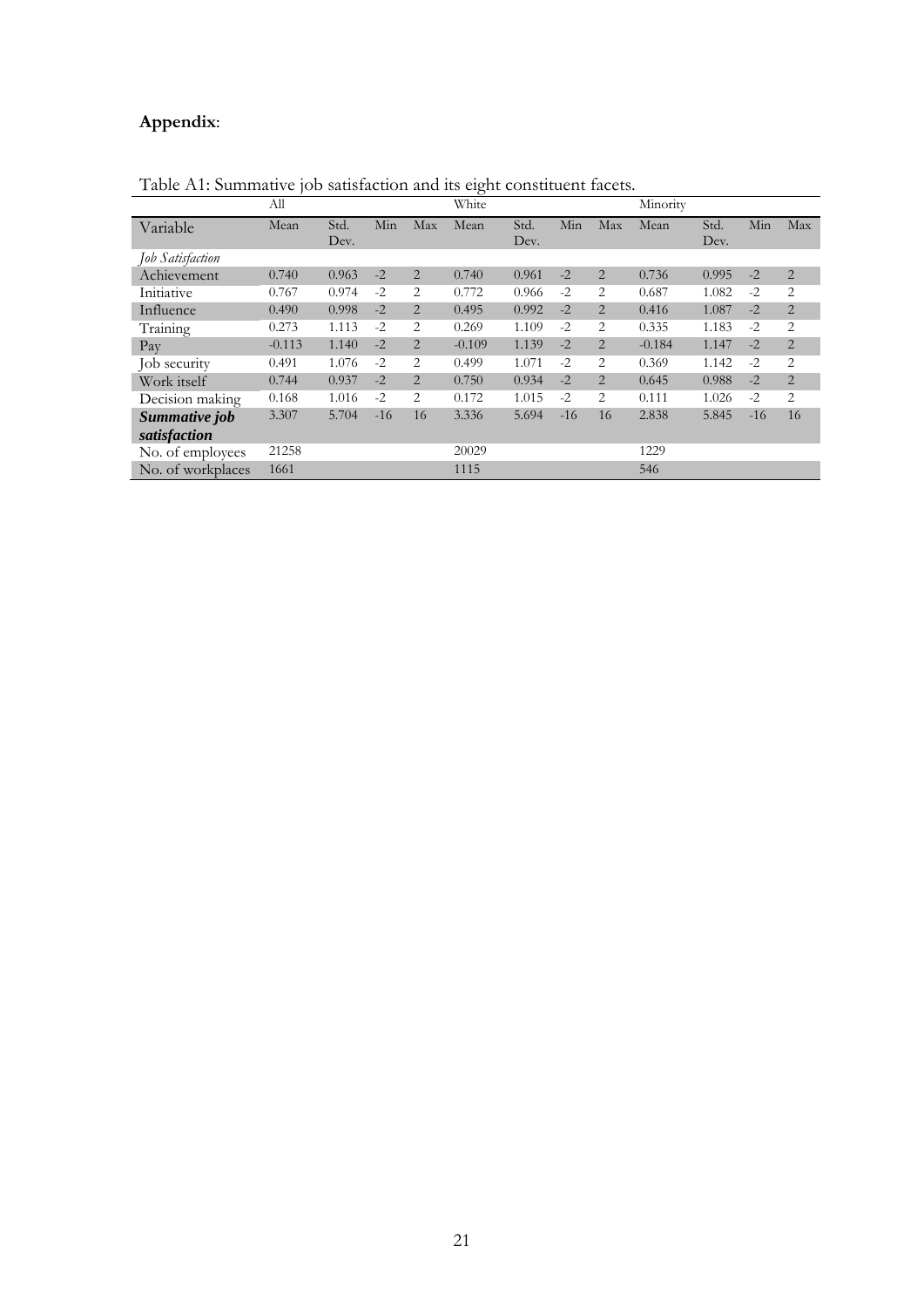**Appendix**:

Table A1: Summative job satisfaction and its eight constituent facets.

| | All | | | | White | | | | Minority | | | |
|---|---|---|---|---|---|---|---|---|---|---|---|---|
| Variable | Mean | Std. Dev. | Min | Max | Mean | Std. Dev. | Min | Max | Mean | Std. Dev. | Min | Max |
| *Job Satisfaction* | | | | | | | | | | | | |
| Achievement | 0.740 | 0.963 | -2 | 2 | 0.740 | 0.961 | -2 | 2 | 0.736 | 0.995 | -2 | 2 |
| Initiative | 0.767 | 0.974 | -2 | 2 | 0.772 | 0.966 | -2 | 2 | 0.687 | 1.082 | -2 | 2 |
| Influence | 0.490 | 0.998 | -2 | 2 | 0.495 | 0.992 | -2 | 2 | 0.416 | 1.087 | -2 | 2 |
| Training | 0.273 | 1.113 | -2 | 2 | 0.269 | 1.109 | -2 | 2 | 0.335 | 1.183 | -2 | 2 |
| Pay | -0.113 | 1.140 | -2 | 2 | -0.109 | 1.139 | -2 | 2 | -0.184 | 1.147 | -2 | 2 |
| Job security | 0.491 | 1.076 | -2 | 2 | 0.499 | 1.071 | -2 | 2 | 0.369 | 1.142 | -2 | 2 |
| Work itself | 0.744 | 0.937 | -2 | 2 | 0.750 | 0.934 | -2 | 2 | 0.645 | 0.988 | -2 | 2 |
| Decision making | 0.168 | 1.016 | -2 | 2 | 0.172 | 1.015 | -2 | 2 | 0.111 | 1.026 | -2 | 2 |
| ***Summative job satisfaction*** | 3.307 | 5.704 | -16 | 16 | 3.336 | 5.694 | -16 | 16 | 2.838 | 5.845 | -16 | 16 |
| No. of employees | 21258 | | | | 20029 | | | | 1229 | | | |
| No. of workplaces | 1661 | | | | 1115 | | | | 546 | | | |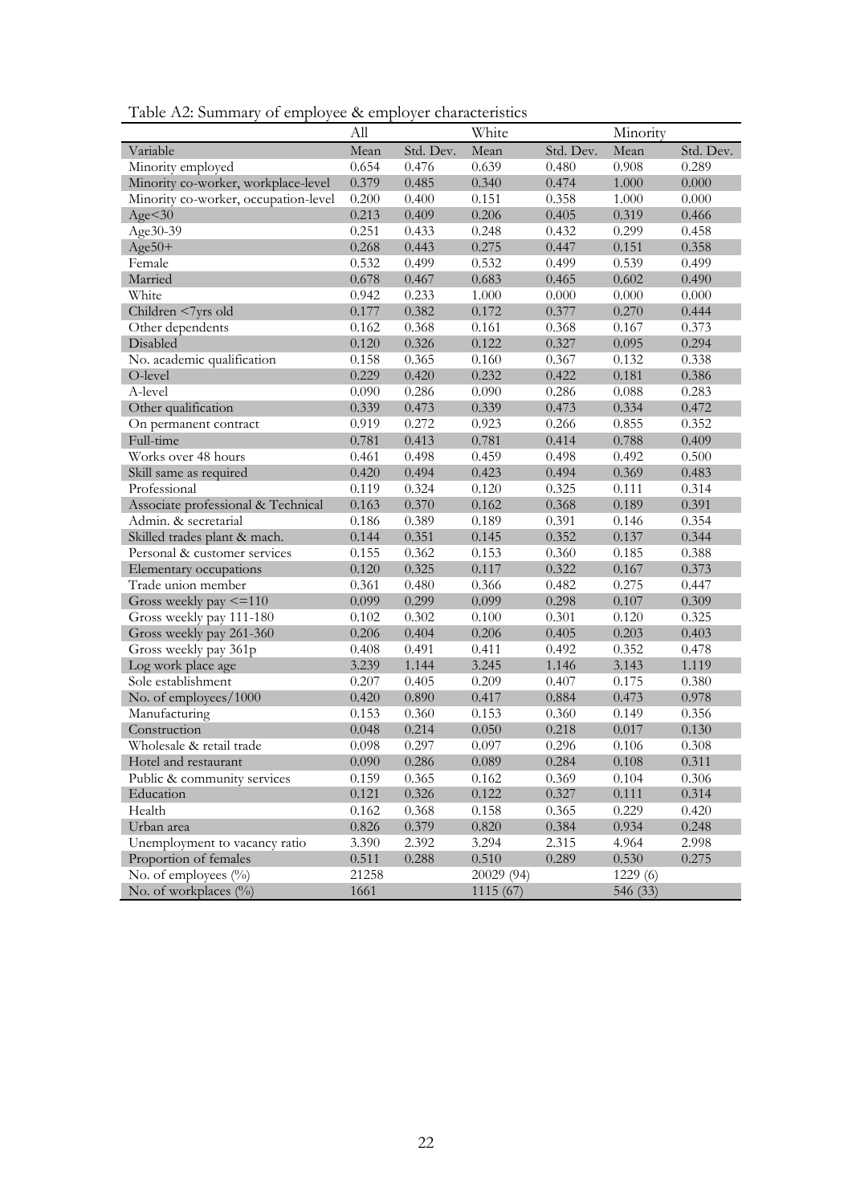Table A2: Summary of employee & employer characteristics

| | All | | White | | Minority | |
|---|---|---|---|---|---|---|
| Variable | Mean | Std. Dev. | Mean | Std. Dev. | Mean | Std. Dev. |
| Minority employed | 0.654 | 0.476 | 0.639 | 0.480 | 0.908 | 0.289 |
| Minority co-worker, workplace-level | 0.379 | 0.485 | 0.340 | 0.474 | 1.000 | 0.000 |
| Minority co-worker, occupation-level | 0.200 | 0.400 | 0.151 | 0.358 | 1.000 | 0.000 |
| Age<30 | 0.213 | 0.409 | 0.206 | 0.405 | 0.319 | 0.466 |
| Age30-39 | 0.251 | 0.433 | 0.248 | 0.432 | 0.299 | 0.458 |
| Age50+ | 0.268 | 0.443 | 0.275 | 0.447 | 0.151 | 0.358 |
| Female | 0.532 | 0.499 | 0.532 | 0.499 | 0.539 | 0.499 |
| Married | 0.678 | 0.467 | 0.683 | 0.465 | 0.602 | 0.490 |
| White | 0.942 | 0.233 | 1.000 | 0.000 | 0.000 | 0.000 |
| Children <7yrs old | 0.177 | 0.382 | 0.172 | 0.377 | 0.270 | 0.444 |
| Other dependents | 0.162 | 0.368 | 0.161 | 0.368 | 0.167 | 0.373 |
| Disabled | 0.120 | 0.326 | 0.122 | 0.327 | 0.095 | 0.294 |
| No. academic qualification | 0.158 | 0.365 | 0.160 | 0.367 | 0.132 | 0.338 |
| O-level | 0.229 | 0.420 | 0.232 | 0.422 | 0.181 | 0.386 |
| A-level | 0.090 | 0.286 | 0.090 | 0.286 | 0.088 | 0.283 |
| Other qualification | 0.339 | 0.473 | 0.339 | 0.473 | 0.334 | 0.472 |
| On permanent contract | 0.919 | 0.272 | 0.923 | 0.266 | 0.855 | 0.352 |
| Full-time | 0.781 | 0.413 | 0.781 | 0.414 | 0.788 | 0.409 |
| Works over 48 hours | 0.461 | 0.498 | 0.459 | 0.498 | 0.492 | 0.500 |
| Skill same as required | 0.420 | 0.494 | 0.423 | 0.494 | 0.369 | 0.483 |
| Professional | 0.119 | 0.324 | 0.120 | 0.325 | 0.111 | 0.314 |
| Associate professional & Technical | 0.163 | 0.370 | 0.162 | 0.368 | 0.189 | 0.391 |
| Admin. & secretarial | 0.186 | 0.389 | 0.189 | 0.391 | 0.146 | 0.354 |
| Skilled trades plant & mach. | 0.144 | 0.351 | 0.145 | 0.352 | 0.137 | 0.344 |
| Personal & customer services | 0.155 | 0.362 | 0.153 | 0.360 | 0.185 | 0.388 |
| Elementary occupations | 0.120 | 0.325 | 0.117 | 0.322 | 0.167 | 0.373 |
| Trade union member | 0.361 | 0.480 | 0.366 | 0.482 | 0.275 | 0.447 |
| Gross weekly pay <=110 | 0.099 | 0.299 | 0.099 | 0.298 | 0.107 | 0.309 |
| Gross weekly pay 111-180 | 0.102 | 0.302 | 0.100 | 0.301 | 0.120 | 0.325 |
| Gross weekly pay 261-360 | 0.206 | 0.404 | 0.206 | 0.405 | 0.203 | 0.403 |
| Gross weekly pay 361p | 0.408 | 0.491 | 0.411 | 0.492 | 0.352 | 0.478 |
| Log work place age | 3.239 | 1.144 | 3.245 | 1.146 | 3.143 | 1.119 |
| Sole establishment | 0.207 | 0.405 | 0.209 | 0.407 | 0.175 | 0.380 |
| No. of employees/1000 | 0.420 | 0.890 | 0.417 | 0.884 | 0.473 | 0.978 |
| Manufacturing | 0.153 | 0.360 | 0.153 | 0.360 | 0.149 | 0.356 |
| Construction | 0.048 | 0.214 | 0.050 | 0.218 | 0.017 | 0.130 |
| Wholesale & retail trade | 0.098 | 0.297 | 0.097 | 0.296 | 0.106 | 0.308 |
| Hotel and restaurant | 0.090 | 0.286 | 0.089 | 0.284 | 0.108 | 0.311 |
| Public & community services | 0.159 | 0.365 | 0.162 | 0.369 | 0.104 | 0.306 |
| Education | 0.121 | 0.326 | 0.122 | 0.327 | 0.111 | 0.314 |
| Health | 0.162 | 0.368 | 0.158 | 0.365 | 0.229 | 0.420 |
| Urban area | 0.826 | 0.379 | 0.820 | 0.384 | 0.934 | 0.248 |
| Unemployment to vacancy ratio | 3.390 | 2.392 | 3.294 | 2.315 | 4.964 | 2.998 |
| Proportion of females | 0.511 | 0.288 | 0.510 | 0.289 | 0.530 | 0.275 |
| No. of employees (%) | 21258 | | 20029 (94) | | 1229 (6) | |
| No. of workplaces (%) | 1661 | | 1115 (67) | | 546 (33) | |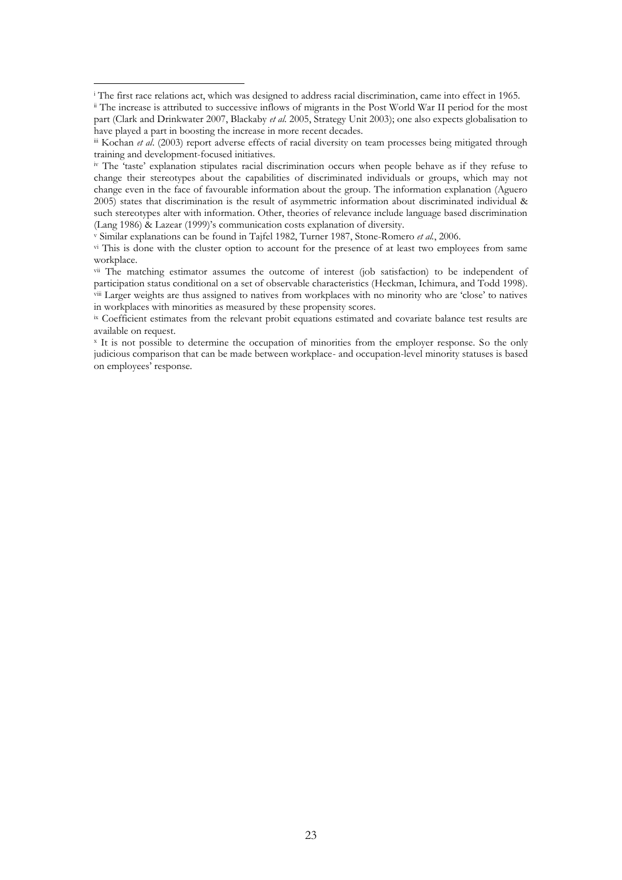[i] The first race relations act, which was designed to address racial discrimination, came into effect in 1965.

[ii] The increase is attributed to successive inflows of migrants in the Post World War II period for the most part (Clark and Drinkwater 2007, Blackaby *et al.* 2005, Strategy Unit 2003); one also expects globalisation to have played a part in boosting the increase in more recent decades.

[iii] Kochan *et al*. (2003) report adverse effects of racial diversity on team processes being mitigated through training and development-focused initiatives.

[iv] The 'taste' explanation stipulates racial discrimination occurs when people behave as if they refuse to change their stereotypes about the capabilities of discriminated individuals or groups, which may not change even in the face of favourable information about the group. The information explanation (Aguero 2005) states that discrimination is the result of asymmetric information about discriminated individual & such stereotypes alter with information. Other, theories of relevance include language based discrimination (Lang 1986) & Lazear (1999)'s communication costs explanation of diversity.

[v] Similar explanations can be found in Tajfel 1982, Turner 1987, Stone-Romero *et al.*, 2006.

[vi] This is done with the cluster option to account for the presence of at least two employees from same workplace.

[vii] The matching estimator assumes the outcome of interest (job satisfaction) to be independent of participation status conditional on a set of observable characteristics (Heckman, Ichimura, and Todd 1998).

[viii] Larger weights are thus assigned to natives from workplaces with no minority who are 'close' to natives in workplaces with minorities as measured by these propensity scores.

[ix] Coefficient estimates from the relevant probit equations estimated and covariate balance test results are available on request.

[x] It is not possible to determine the occupation of minorities from the employer response. So the only judicious comparison that can be made between workplace- and occupation-level minority statuses is based on employees' response.